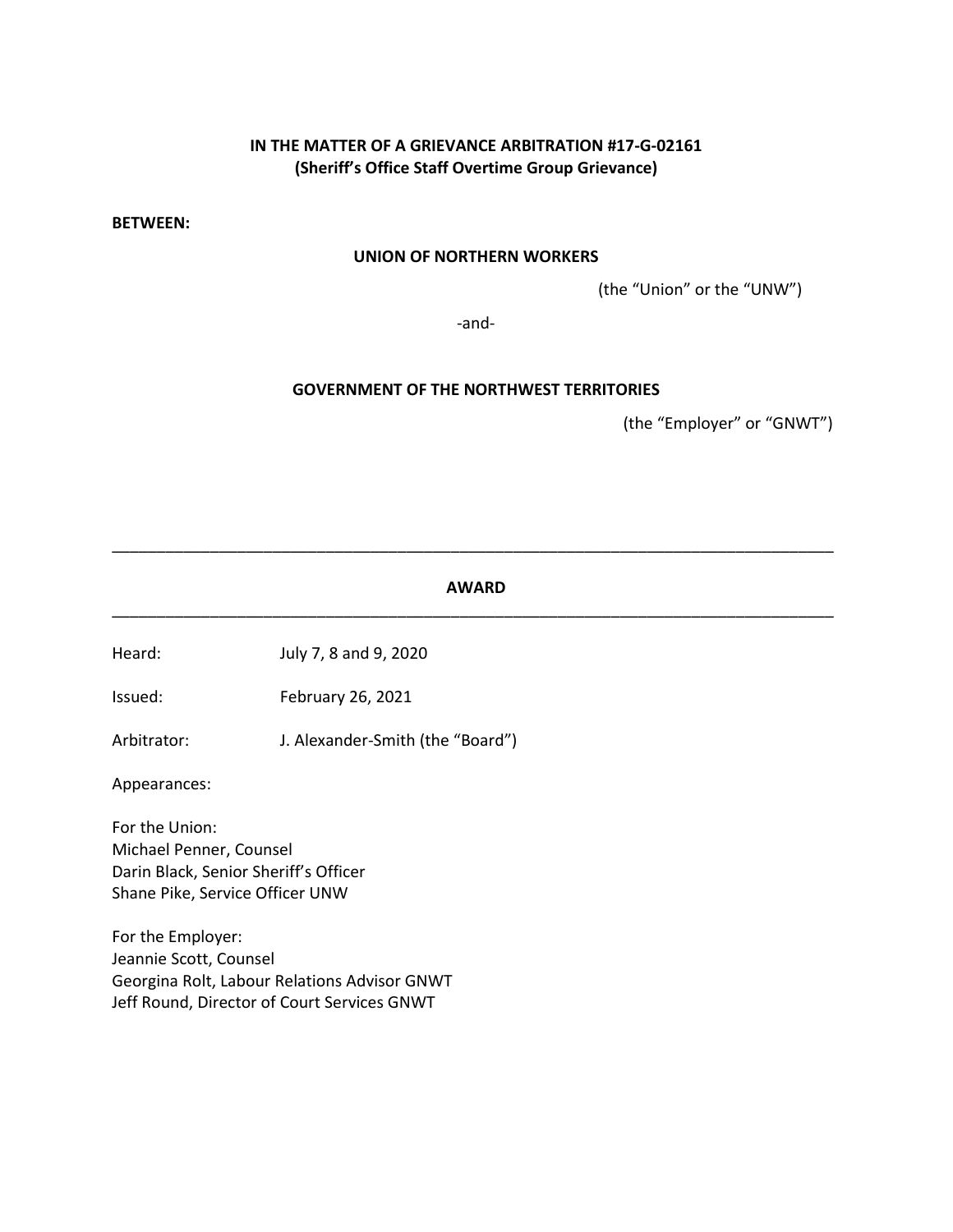**IN THE MATTER OF A GRIEVANCE ARBITRATION #17-G-02161**
**(Sheriff's Office Staff Overtime Group Grievance)**

**BETWEEN:**

**UNION OF NORTHERN WORKERS**

(the "Union" or the "UNW")

-and-

**GOVERNMENT OF THE NORTHWEST TERRITORIES**

(the "Employer" or "GNWT")

---

**AWARD**

---

Heard: July 7, 8 and 9, 2020

Issued: February 26, 2021

Arbitrator: J. Alexander-Smith (the "Board")

Appearances:

For the Union:
Michael Penner, Counsel
Darin Black, Senior Sheriff's Officer
Shane Pike, Service Officer UNW

For the Employer:
Jeannie Scott, Counsel
Georgina Rolt, Labour Relations Advisor GNWT
Jeff Round, Director of Court Services GNWT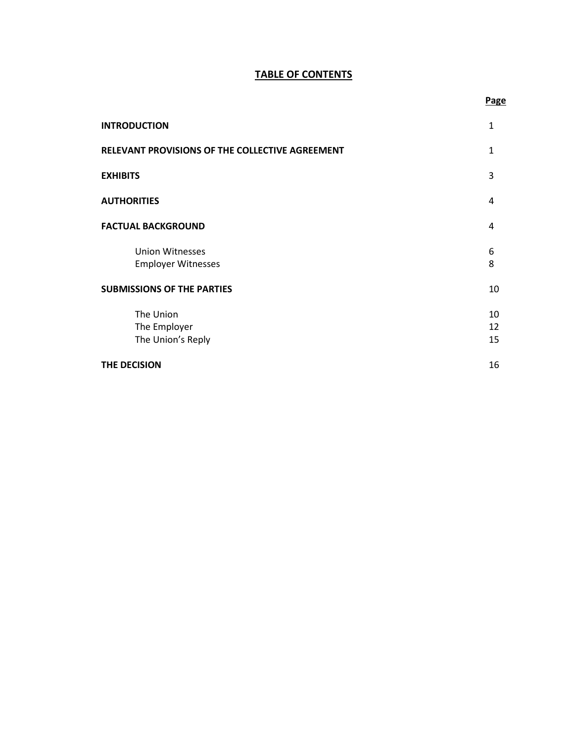# TABLE OF CONTENTS

| | Page |
|---|---|
| **INTRODUCTION** | 1 |
| **RELEVANT PROVISIONS OF THE COLLECTIVE AGREEMENT** | 1 |
| **EXHIBITS** | 3 |
| **AUTHORITIES** | 4 |
| **FACTUAL BACKGROUND** | 4 |
| Union Witnesses | 6 |
| Employer Witnesses | 8 |
| **SUBMISSIONS OF THE PARTIES** | 10 |
| The Union | 10 |
| The Employer | 12 |
| The Union's Reply | 15 |
| **THE DECISION** | 16 |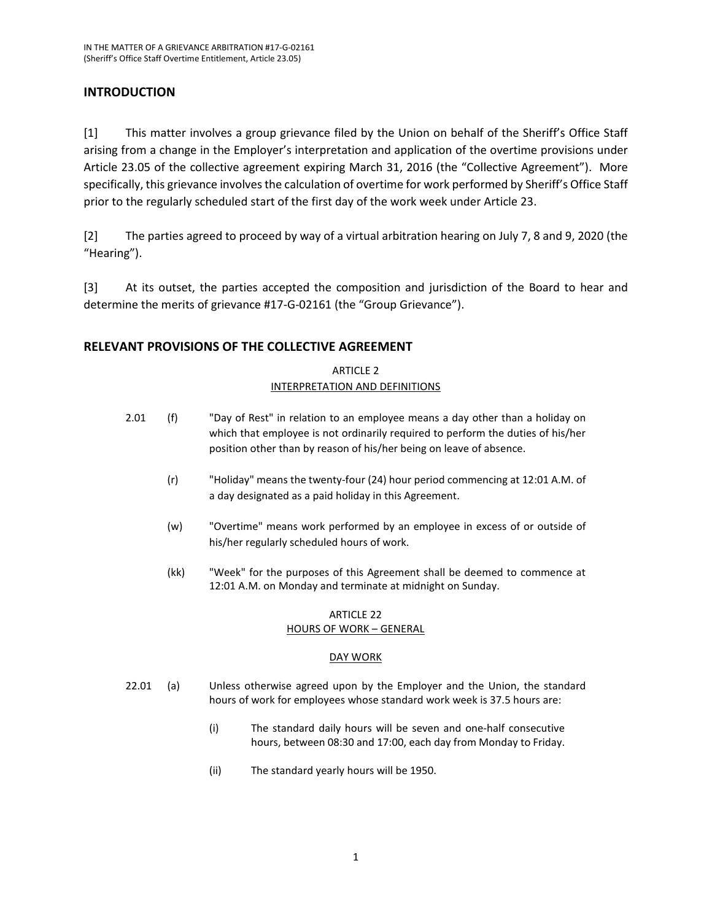## INTRODUCTION

[1] This matter involves a group grievance filed by the Union on behalf of the Sheriff's Office Staff arising from a change in the Employer's interpretation and application of the overtime provisions under Article 23.05 of the collective agreement expiring March 31, 2016 (the "Collective Agreement"). More specifically, this grievance involves the calculation of overtime for work performed by Sheriff's Office Staff prior to the regularly scheduled start of the first day of the work week under Article 23.

[2] The parties agreed to proceed by way of a virtual arbitration hearing on July 7, 8 and 9, 2020 (the "Hearing").

[3] At its outset, the parties accepted the composition and jurisdiction of the Board to hear and determine the merits of grievance #17-G-02161 (the "Group Grievance").

## RELEVANT PROVISIONS OF THE COLLECTIVE AGREEMENT

ARTICLE 2

INTERPRETATION AND DEFINITIONS

2.01 (f) "Day of Rest" in relation to an employee means a day other than a holiday on which that employee is not ordinarily required to perform the duties of his/her position other than by reason of his/her being on leave of absence.

(r) "Holiday" means the twenty-four (24) hour period commencing at 12:01 A.M. of a day designated as a paid holiday in this Agreement.

(w) "Overtime" means work performed by an employee in excess of or outside of his/her regularly scheduled hours of work.

(kk) "Week" for the purposes of this Agreement shall be deemed to commence at 12:01 A.M. on Monday and terminate at midnight on Sunday.

ARTICLE 22

HOURS OF WORK – GENERAL

DAY WORK

22.01 (a) Unless otherwise agreed upon by the Employer and the Union, the standard hours of work for employees whose standard work week is 37.5 hours are:

(i) The standard daily hours will be seven and one-half consecutive hours, between 08:30 and 17:00, each day from Monday to Friday.

(ii) The standard yearly hours will be 1950.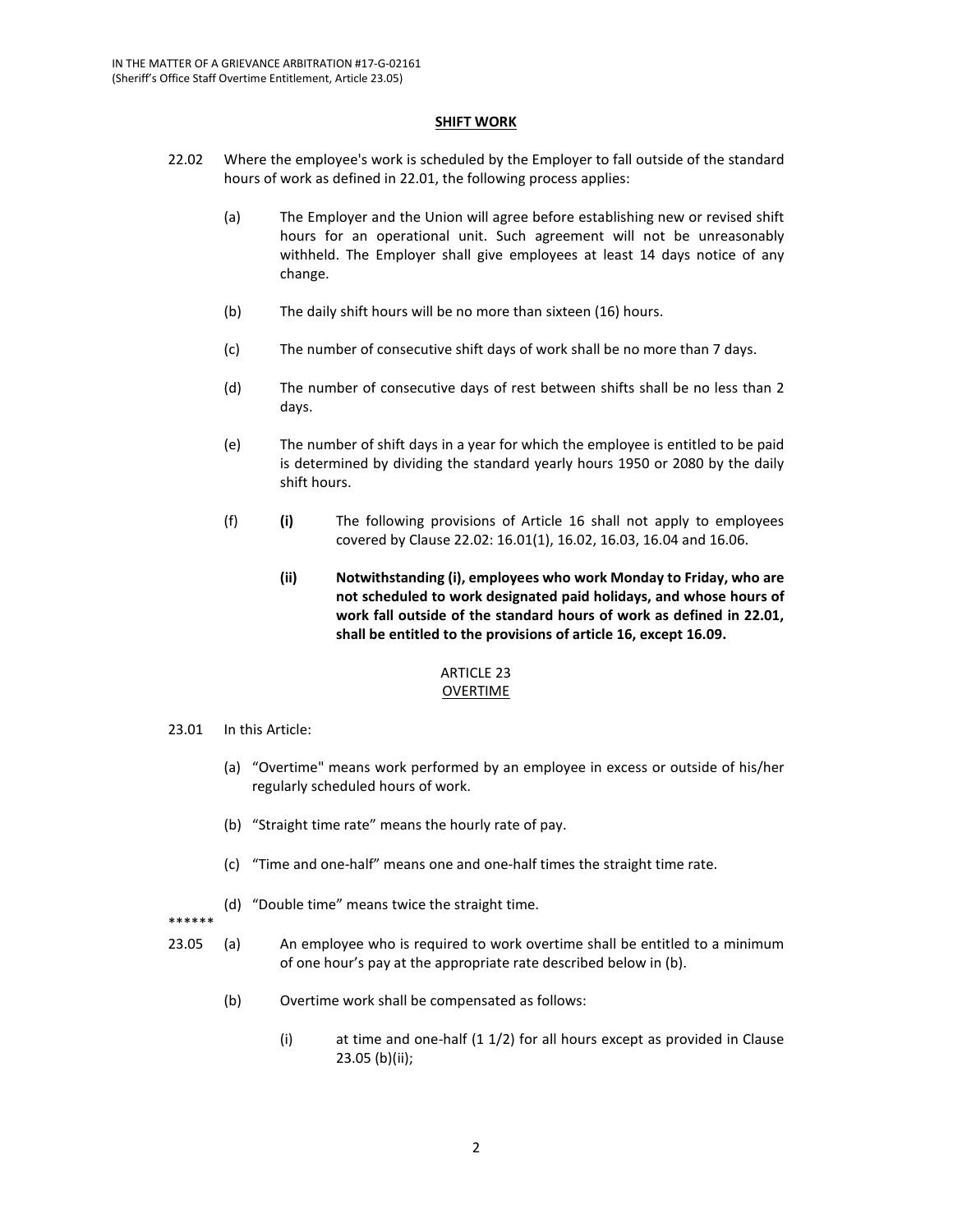**SHIFT WORK**

22.02 Where the employee's work is scheduled by the Employer to fall outside of the standard hours of work as defined in 22.01, the following process applies:

(a) The Employer and the Union will agree before establishing new or revised shift hours for an operational unit. Such agreement will not be unreasonably withheld. The Employer shall give employees at least 14 days notice of any change.

(b) The daily shift hours will be no more than sixteen (16) hours.

(c) The number of consecutive shift days of work shall be no more than 7 days.

(d) The number of consecutive days of rest between shifts shall be no less than 2 days.

(e) The number of shift days in a year for which the employee is entitled to be paid is determined by dividing the standard yearly hours 1950 or 2080 by the daily shift hours.

(f) **(i)** The following provisions of Article 16 shall not apply to employees covered by Clause 22.02: 16.01(1), 16.02, 16.03, 16.04 and 16.06.

**(ii) Notwithstanding (i), employees who work Monday to Friday, who are not scheduled to work designated paid holidays, and whose hours of work fall outside of the standard hours of work as defined in 22.01, shall be entitled to the provisions of article 16, except 16.09.**

ARTICLE 23
OVERTIME

23.01 In this Article:

(a) "Overtime" means work performed by an employee in excess or outside of his/her regularly scheduled hours of work.

(b) "Straight time rate" means the hourly rate of pay.

(c) "Time and one-half" means one and one-half times the straight time rate.

(d) "Double time" means twice the straight time.

******

23.05 (a) An employee who is required to work overtime shall be entitled to a minimum of one hour's pay at the appropriate rate described below in (b).

(b) Overtime work shall be compensated as follows:

(i) at time and one-half (1 1/2) for all hours except as provided in Clause 23.05 (b)(ii);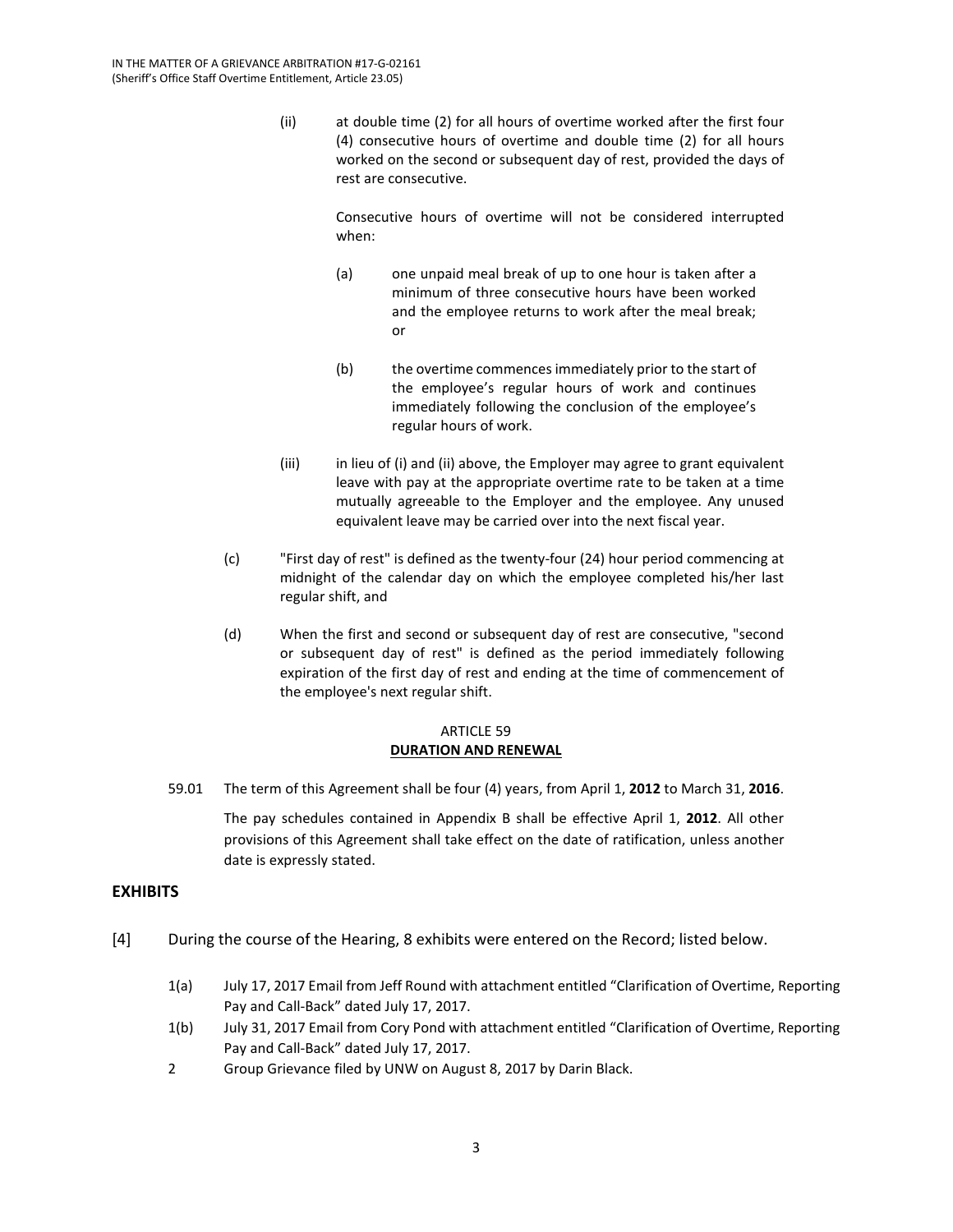(ii) at double time (2) for all hours of overtime worked after the first four (4) consecutive hours of overtime and double time (2) for all hours worked on the second or subsequent day of rest, provided the days of rest are consecutive.

Consecutive hours of overtime will not be considered interrupted when:

(a) one unpaid meal break of up to one hour is taken after a minimum of three consecutive hours have been worked and the employee returns to work after the meal break; or

(b) the overtime commences immediately prior to the start of the employee's regular hours of work and continues immediately following the conclusion of the employee's regular hours of work.

(iii) in lieu of (i) and (ii) above, the Employer may agree to grant equivalent leave with pay at the appropriate overtime rate to be taken at a time mutually agreeable to the Employer and the employee. Any unused equivalent leave may be carried over into the next fiscal year.

(c) "First day of rest" is defined as the twenty-four (24) hour period commencing at midnight of the calendar day on which the employee completed his/her last regular shift, and

(d) When the first and second or subsequent day of rest are consecutive, "second or subsequent day of rest" is defined as the period immediately following expiration of the first day of rest and ending at the time of commencement of the employee's next regular shift.

ARTICLE 59
**DURATION AND RENEWAL**

59.01 The term of this Agreement shall be four (4) years, from April 1, **2012** to March 31, **2016**.

The pay schedules contained in Appendix B shall be effective April 1, **2012**. All other provisions of this Agreement shall take effect on the date of ratification, unless another date is expressly stated.

## EXHIBITS

[4] During the course of the Hearing, 8 exhibits were entered on the Record; listed below.

1(a) July 17, 2017 Email from Jeff Round with attachment entitled "Clarification of Overtime, Reporting Pay and Call-Back" dated July 17, 2017.

1(b) July 31, 2017 Email from Cory Pond with attachment entitled "Clarification of Overtime, Reporting Pay and Call-Back" dated July 17, 2017.

2 Group Grievance filed by UNW on August 8, 2017 by Darin Black.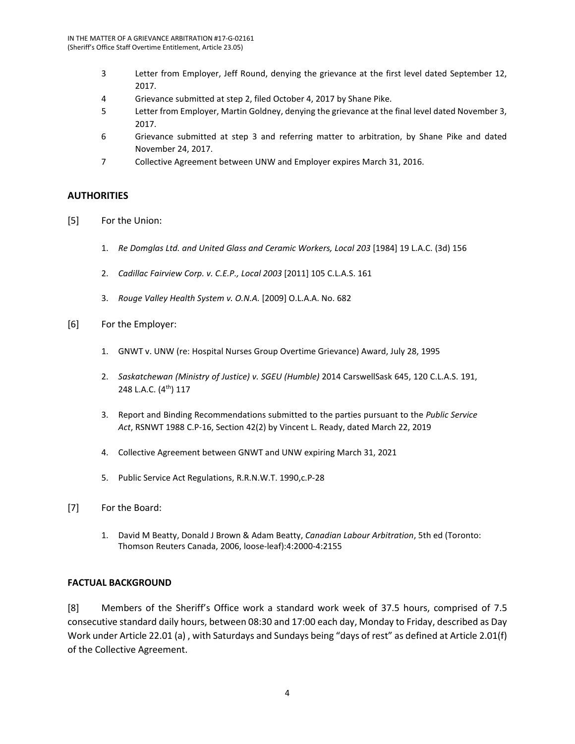3 Letter from Employer, Jeff Round, denying the grievance at the first level dated September 12, 2017.

4 Grievance submitted at step 2, filed October 4, 2017 by Shane Pike.

5 Letter from Employer, Martin Goldney, denying the grievance at the final level dated November 3, 2017.

6 Grievance submitted at step 3 and referring matter to arbitration, by Shane Pike and dated November 24, 2017.

7 Collective Agreement between UNW and Employer expires March 31, 2016.

## AUTHORITIES

[5] For the Union:

1. *Re Domglas Ltd. and United Glass and Ceramic Workers, Local 203* [1984] 19 L.A.C. (3d) 156
2. *Cadillac Fairview Corp. v. C.E.P., Local 2003* [2011] 105 C.L.A.S. 161
3. *Rouge Valley Health System v. O.N.A.* [2009] O.L.A.A. No. 682

[6] For the Employer:

1. GNWT v. UNW (re: Hospital Nurses Group Overtime Grievance) Award, July 28, 1995
2. *Saskatchewan (Ministry of Justice) v. SGEU (Humble)* 2014 CarswellSask 645, 120 C.L.A.S. 191, 248 L.A.C. (4th) 117
3. Report and Binding Recommendations submitted to the parties pursuant to the *Public Service Act*, RSNWT 1988 C.P-16, Section 42(2) by Vincent L. Ready, dated March 22, 2019
4. Collective Agreement between GNWT and UNW expiring March 31, 2021
5. Public Service Act Regulations, R.R.N.W.T. 1990,c.P-28

[7] For the Board:

1. David M Beatty, Donald J Brown & Adam Beatty, *Canadian Labour Arbitration*, 5th ed (Toronto: Thomson Reuters Canada, 2006, loose-leaf):4:2000-4:2155

## FACTUAL BACKGROUND

[8] Members of the Sheriff's Office work a standard work week of 37.5 hours, comprised of 7.5 consecutive standard daily hours, between 08:30 and 17:00 each day, Monday to Friday, described as Day Work under Article 22.01 (a) , with Saturdays and Sundays being "days of rest" as defined at Article 2.01(f) of the Collective Agreement.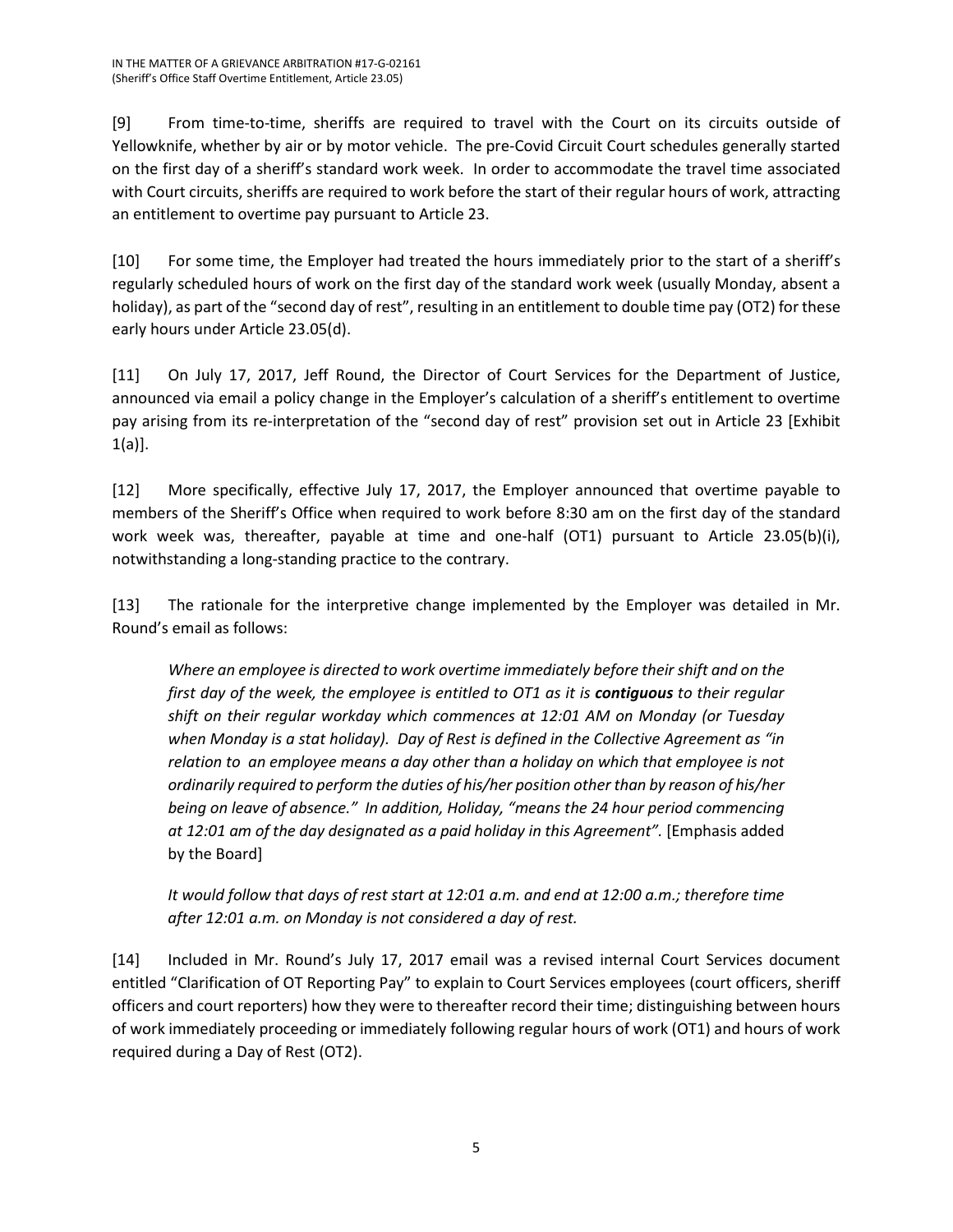[9] From time-to-time, sheriffs are required to travel with the Court on its circuits outside of Yellowknife, whether by air or by motor vehicle. The pre-Covid Circuit Court schedules generally started on the first day of a sheriff's standard work week. In order to accommodate the travel time associated with Court circuits, sheriffs are required to work before the start of their regular hours of work, attracting an entitlement to overtime pay pursuant to Article 23.

[10] For some time, the Employer had treated the hours immediately prior to the start of a sheriff's regularly scheduled hours of work on the first day of the standard work week (usually Monday, absent a holiday), as part of the "second day of rest", resulting in an entitlement to double time pay (OT2) for these early hours under Article 23.05(d).

[11] On July 17, 2017, Jeff Round, the Director of Court Services for the Department of Justice, announced via email a policy change in the Employer's calculation of a sheriff's entitlement to overtime pay arising from its re-interpretation of the "second day of rest" provision set out in Article 23 [Exhibit 1(a)].

[12] More specifically, effective July 17, 2017, the Employer announced that overtime payable to members of the Sheriff's Office when required to work before 8:30 am on the first day of the standard work week was, thereafter, payable at time and one-half (OT1) pursuant to Article 23.05(b)(i), notwithstanding a long-standing practice to the contrary.

[13] The rationale for the interpretive change implemented by the Employer was detailed in Mr. Round's email as follows:

> *Where an employee is directed to work overtime immediately before their shift and on the first day of the week, the employee is entitled to OT1 as it is* ***contiguous*** *to their regular shift on their regular workday which commences at 12:01 AM on Monday (or Tuesday when Monday is a stat holiday). Day of Rest is defined in the Collective Agreement as "in relation to an employee means a day other than a holiday on which that employee is not ordinarily required to perform the duties of his/her position other than by reason of his/her being on leave of absence." In addition, Holiday, "means the 24 hour period commencing at 12:01 am of the day designated as a paid holiday in this Agreement".* [Emphasis added by the Board]
>
> *It would follow that days of rest start at 12:01 a.m. and end at 12:00 a.m.; therefore time after 12:01 a.m. on Monday is not considered a day of rest.*

[14] Included in Mr. Round's July 17, 2017 email was a revised internal Court Services document entitled "Clarification of OT Reporting Pay" to explain to Court Services employees (court officers, sheriff officers and court reporters) how they were to thereafter record their time; distinguishing between hours of work immediately proceeding or immediately following regular hours of work (OT1) and hours of work required during a Day of Rest (OT2).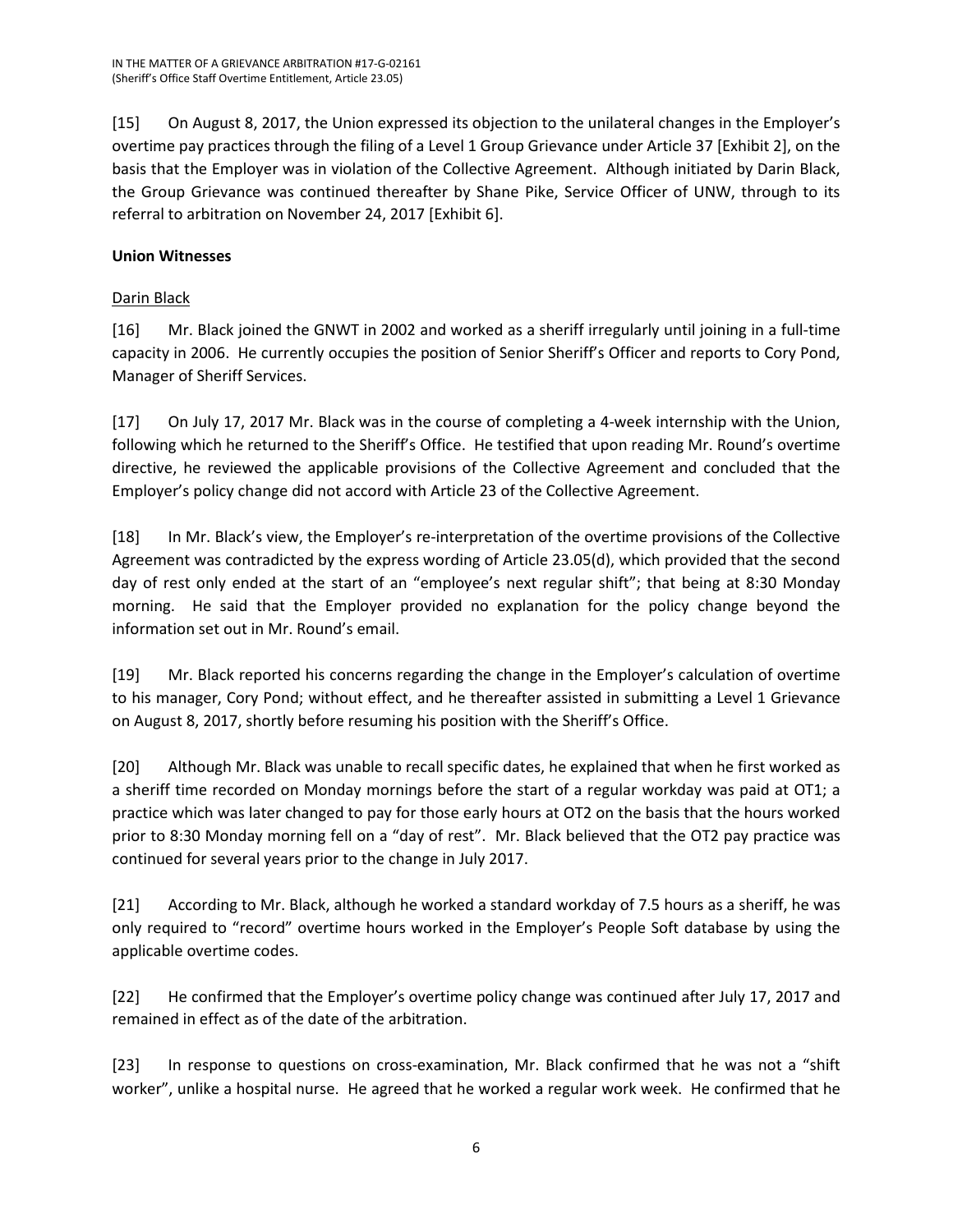[15] On August 8, 2017, the Union expressed its objection to the unilateral changes in the Employer's overtime pay practices through the filing of a Level 1 Group Grievance under Article 37 [Exhibit 2], on the basis that the Employer was in violation of the Collective Agreement. Although initiated by Darin Black, the Group Grievance was continued thereafter by Shane Pike, Service Officer of UNW, through to its referral to arbitration on November 24, 2017 [Exhibit 6].

**Union Witnesses**

Darin Black

[16] Mr. Black joined the GNWT in 2002 and worked as a sheriff irregularly until joining in a full-time capacity in 2006. He currently occupies the position of Senior Sheriff's Officer and reports to Cory Pond, Manager of Sheriff Services.

[17] On July 17, 2017 Mr. Black was in the course of completing a 4-week internship with the Union, following which he returned to the Sheriff's Office. He testified that upon reading Mr. Round's overtime directive, he reviewed the applicable provisions of the Collective Agreement and concluded that the Employer's policy change did not accord with Article 23 of the Collective Agreement.

[18] In Mr. Black's view, the Employer's re-interpretation of the overtime provisions of the Collective Agreement was contradicted by the express wording of Article 23.05(d), which provided that the second day of rest only ended at the start of an "employee's next regular shift"; that being at 8:30 Monday morning. He said that the Employer provided no explanation for the policy change beyond the information set out in Mr. Round's email.

[19] Mr. Black reported his concerns regarding the change in the Employer's calculation of overtime to his manager, Cory Pond; without effect, and he thereafter assisted in submitting a Level 1 Grievance on August 8, 2017, shortly before resuming his position with the Sheriff's Office.

[20] Although Mr. Black was unable to recall specific dates, he explained that when he first worked as a sheriff time recorded on Monday mornings before the start of a regular workday was paid at OT1; a practice which was later changed to pay for those early hours at OT2 on the basis that the hours worked prior to 8:30 Monday morning fell on a "day of rest". Mr. Black believed that the OT2 pay practice was continued for several years prior to the change in July 2017.

[21] According to Mr. Black, although he worked a standard workday of 7.5 hours as a sheriff, he was only required to "record" overtime hours worked in the Employer's People Soft database by using the applicable overtime codes.

[22] He confirmed that the Employer's overtime policy change was continued after July 17, 2017 and remained in effect as of the date of the arbitration.

[23] In response to questions on cross-examination, Mr. Black confirmed that he was not a "shift worker", unlike a hospital nurse. He agreed that he worked a regular work week. He confirmed that he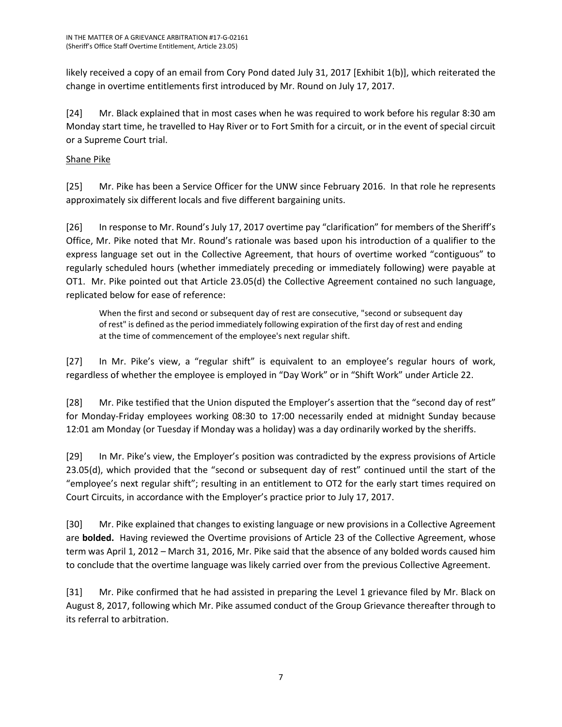likely received a copy of an email from Cory Pond dated July 31, 2017 [Exhibit 1(b)], which reiterated the change in overtime entitlements first introduced by Mr. Round on July 17, 2017.

[24] Mr. Black explained that in most cases when he was required to work before his regular 8:30 am Monday start time, he travelled to Hay River or to Fort Smith for a circuit, or in the event of special circuit or a Supreme Court trial.

<u>Shane Pike</u>

[25] Mr. Pike has been a Service Officer for the UNW since February 2016. In that role he represents approximately six different locals and five different bargaining units.

[26] In response to Mr. Round's July 17, 2017 overtime pay "clarification" for members of the Sheriff's Office, Mr. Pike noted that Mr. Round's rationale was based upon his introduction of a qualifier to the express language set out in the Collective Agreement, that hours of overtime worked "contiguous" to regularly scheduled hours (whether immediately preceding or immediately following) were payable at OT1. Mr. Pike pointed out that Article 23.05(d) the Collective Agreement contained no such language, replicated below for ease of reference:

> When the first and second or subsequent day of rest are consecutive, "second or subsequent day of rest" is defined as the period immediately following expiration of the first day of rest and ending at the time of commencement of the employee's next regular shift.

[27] In Mr. Pike's view, a "regular shift" is equivalent to an employee's regular hours of work, regardless of whether the employee is employed in "Day Work" or in "Shift Work" under Article 22.

[28] Mr. Pike testified that the Union disputed the Employer's assertion that the "second day of rest" for Monday-Friday employees working 08:30 to 17:00 necessarily ended at midnight Sunday because 12:01 am Monday (or Tuesday if Monday was a holiday) was a day ordinarily worked by the sheriffs.

[29] In Mr. Pike's view, the Employer's position was contradicted by the express provisions of Article 23.05(d), which provided that the "second or subsequent day of rest" continued until the start of the "employee's next regular shift"; resulting in an entitlement to OT2 for the early start times required on Court Circuits, in accordance with the Employer's practice prior to July 17, 2017.

[30] Mr. Pike explained that changes to existing language or new provisions in a Collective Agreement are **bolded.** Having reviewed the Overtime provisions of Article 23 of the Collective Agreement, whose term was April 1, 2012 – March 31, 2016, Mr. Pike said that the absence of any bolded words caused him to conclude that the overtime language was likely carried over from the previous Collective Agreement.

[31] Mr. Pike confirmed that he had assisted in preparing the Level 1 grievance filed by Mr. Black on August 8, 2017, following which Mr. Pike assumed conduct of the Group Grievance thereafter through to its referral to arbitration.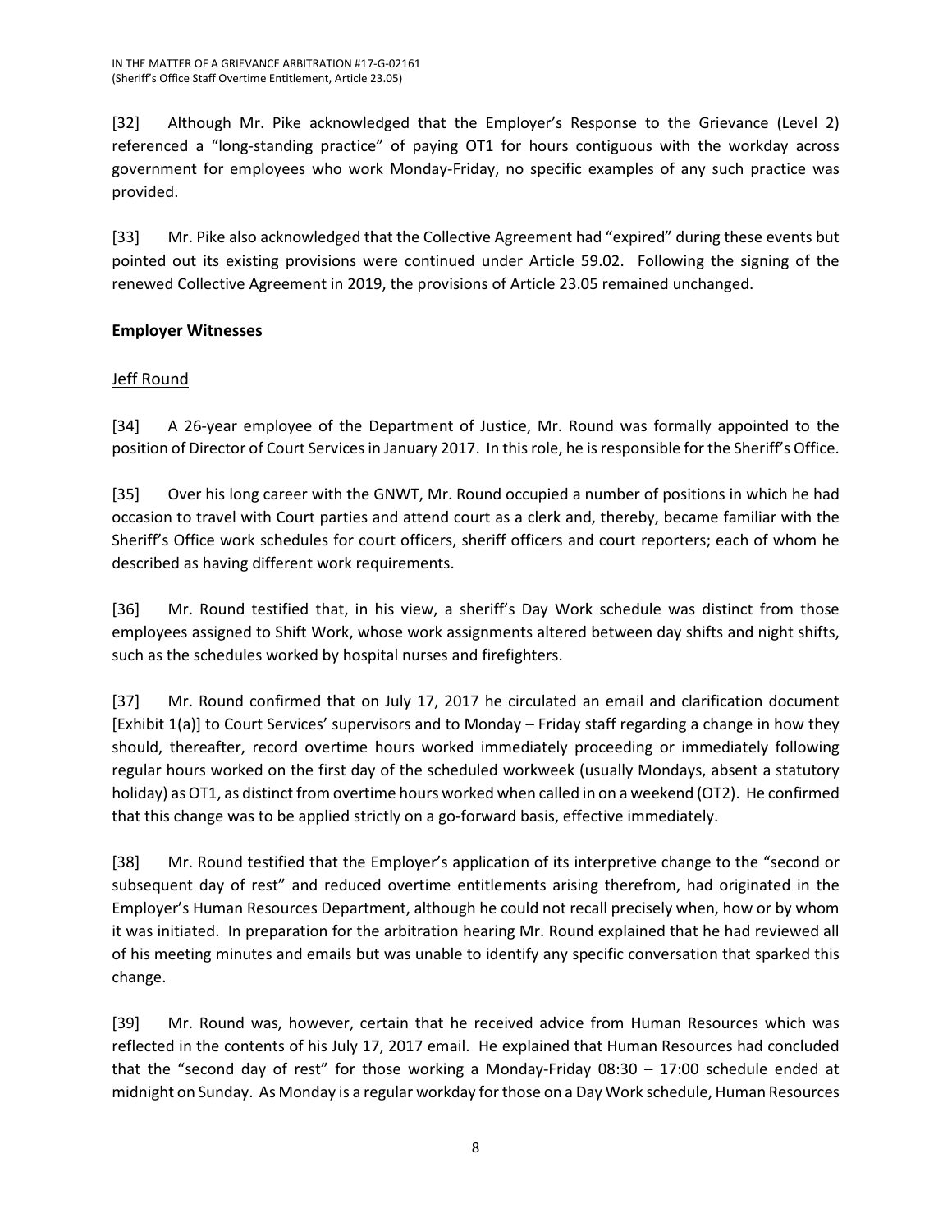[32] Although Mr. Pike acknowledged that the Employer's Response to the Grievance (Level 2) referenced a "long-standing practice" of paying OT1 for hours contiguous with the workday across government for employees who work Monday-Friday, no specific examples of any such practice was provided.

[33] Mr. Pike also acknowledged that the Collective Agreement had "expired" during these events but pointed out its existing provisions were continued under Article 59.02. Following the signing of the renewed Collective Agreement in 2019, the provisions of Article 23.05 remained unchanged.

## Employer Witnesses

### Jeff Round

[34] A 26-year employee of the Department of Justice, Mr. Round was formally appointed to the position of Director of Court Services in January 2017. In this role, he is responsible for the Sheriff's Office.

[35] Over his long career with the GNWT, Mr. Round occupied a number of positions in which he had occasion to travel with Court parties and attend court as a clerk and, thereby, became familiar with the Sheriff's Office work schedules for court officers, sheriff officers and court reporters; each of whom he described as having different work requirements.

[36] Mr. Round testified that, in his view, a sheriff's Day Work schedule was distinct from those employees assigned to Shift Work, whose work assignments altered between day shifts and night shifts, such as the schedules worked by hospital nurses and firefighters.

[37] Mr. Round confirmed that on July 17, 2017 he circulated an email and clarification document [Exhibit 1(a)] to Court Services' supervisors and to Monday – Friday staff regarding a change in how they should, thereafter, record overtime hours worked immediately proceeding or immediately following regular hours worked on the first day of the scheduled workweek (usually Mondays, absent a statutory holiday) as OT1, as distinct from overtime hours worked when called in on a weekend (OT2). He confirmed that this change was to be applied strictly on a go-forward basis, effective immediately.

[38] Mr. Round testified that the Employer's application of its interpretive change to the "second or subsequent day of rest" and reduced overtime entitlements arising therefrom, had originated in the Employer's Human Resources Department, although he could not recall precisely when, how or by whom it was initiated. In preparation for the arbitration hearing Mr. Round explained that he had reviewed all of his meeting minutes and emails but was unable to identify any specific conversation that sparked this change.

[39] Mr. Round was, however, certain that he received advice from Human Resources which was reflected in the contents of his July 17, 2017 email. He explained that Human Resources had concluded that the "second day of rest" for those working a Monday-Friday 08:30 – 17:00 schedule ended at midnight on Sunday. As Monday is a regular workday for those on a Day Work schedule, Human Resources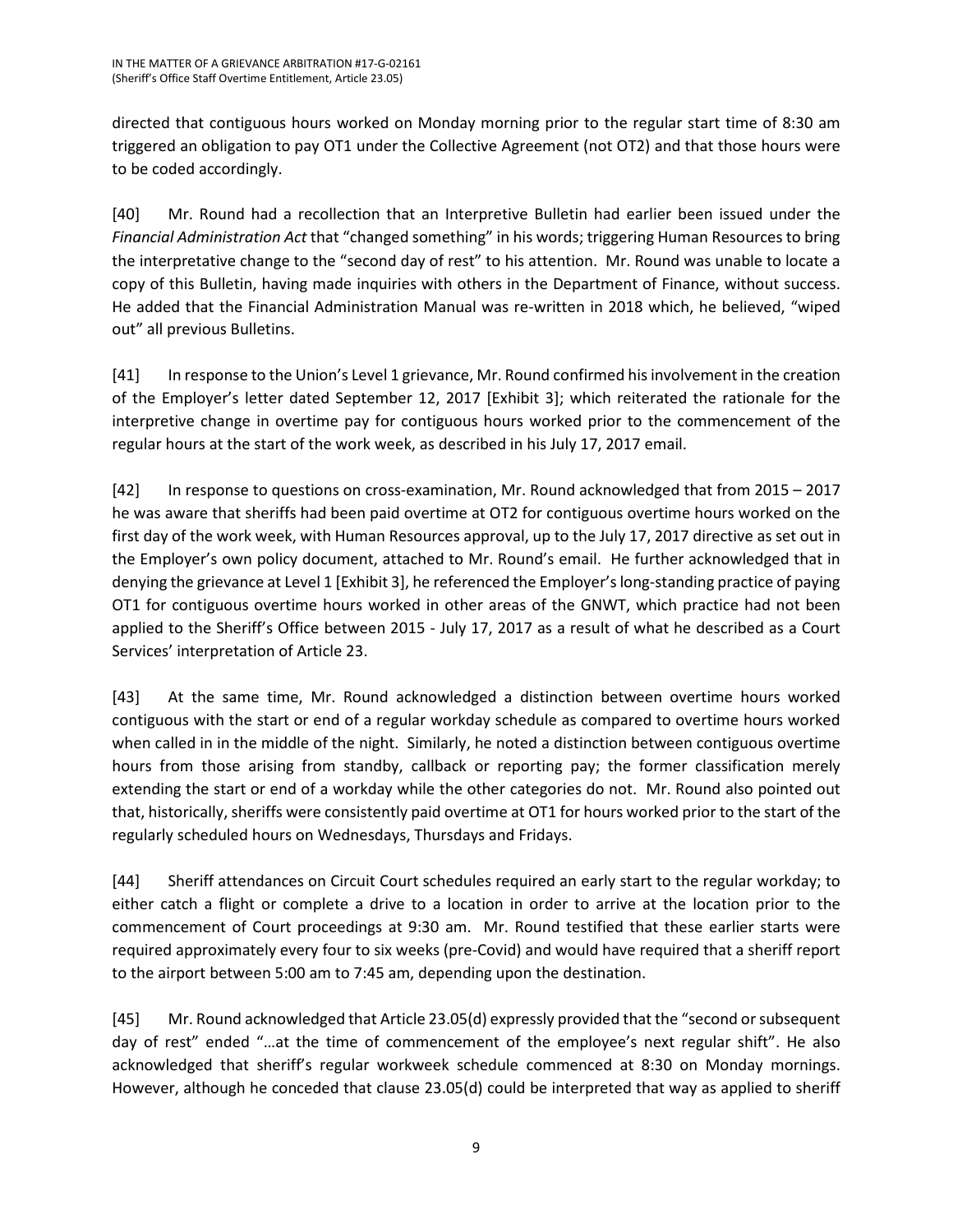directed that contiguous hours worked on Monday morning prior to the regular start time of 8:30 am triggered an obligation to pay OT1 under the Collective Agreement (not OT2) and that those hours were to be coded accordingly.

[40] Mr. Round had a recollection that an Interpretive Bulletin had earlier been issued under the *Financial Administration Act* that "changed something" in his words; triggering Human Resources to bring the interpretative change to the "second day of rest" to his attention. Mr. Round was unable to locate a copy of this Bulletin, having made inquiries with others in the Department of Finance, without success. He added that the Financial Administration Manual was re-written in 2018 which, he believed, "wiped out" all previous Bulletins.

[41] In response to the Union's Level 1 grievance, Mr. Round confirmed his involvement in the creation of the Employer's letter dated September 12, 2017 [Exhibit 3]; which reiterated the rationale for the interpretive change in overtime pay for contiguous hours worked prior to the commencement of the regular hours at the start of the work week, as described in his July 17, 2017 email.

[42] In response to questions on cross-examination, Mr. Round acknowledged that from 2015 – 2017 he was aware that sheriffs had been paid overtime at OT2 for contiguous overtime hours worked on the first day of the work week, with Human Resources approval, up to the July 17, 2017 directive as set out in the Employer's own policy document, attached to Mr. Round's email. He further acknowledged that in denying the grievance at Level 1 [Exhibit 3], he referenced the Employer's long-standing practice of paying OT1 for contiguous overtime hours worked in other areas of the GNWT, which practice had not been applied to the Sheriff's Office between 2015 - July 17, 2017 as a result of what he described as a Court Services' interpretation of Article 23.

[43] At the same time, Mr. Round acknowledged a distinction between overtime hours worked contiguous with the start or end of a regular workday schedule as compared to overtime hours worked when called in in the middle of the night. Similarly, he noted a distinction between contiguous overtime hours from those arising from standby, callback or reporting pay; the former classification merely extending the start or end of a workday while the other categories do not. Mr. Round also pointed out that, historically, sheriffs were consistently paid overtime at OT1 for hours worked prior to the start of the regularly scheduled hours on Wednesdays, Thursdays and Fridays.

[44] Sheriff attendances on Circuit Court schedules required an early start to the regular workday; to either catch a flight or complete a drive to a location in order to arrive at the location prior to the commencement of Court proceedings at 9:30 am. Mr. Round testified that these earlier starts were required approximately every four to six weeks (pre-Covid) and would have required that a sheriff report to the airport between 5:00 am to 7:45 am, depending upon the destination.

[45] Mr. Round acknowledged that Article 23.05(d) expressly provided that the "second or subsequent day of rest" ended "…at the time of commencement of the employee's next regular shift". He also acknowledged that sheriff's regular workweek schedule commenced at 8:30 on Monday mornings. However, although he conceded that clause 23.05(d) could be interpreted that way as applied to sheriff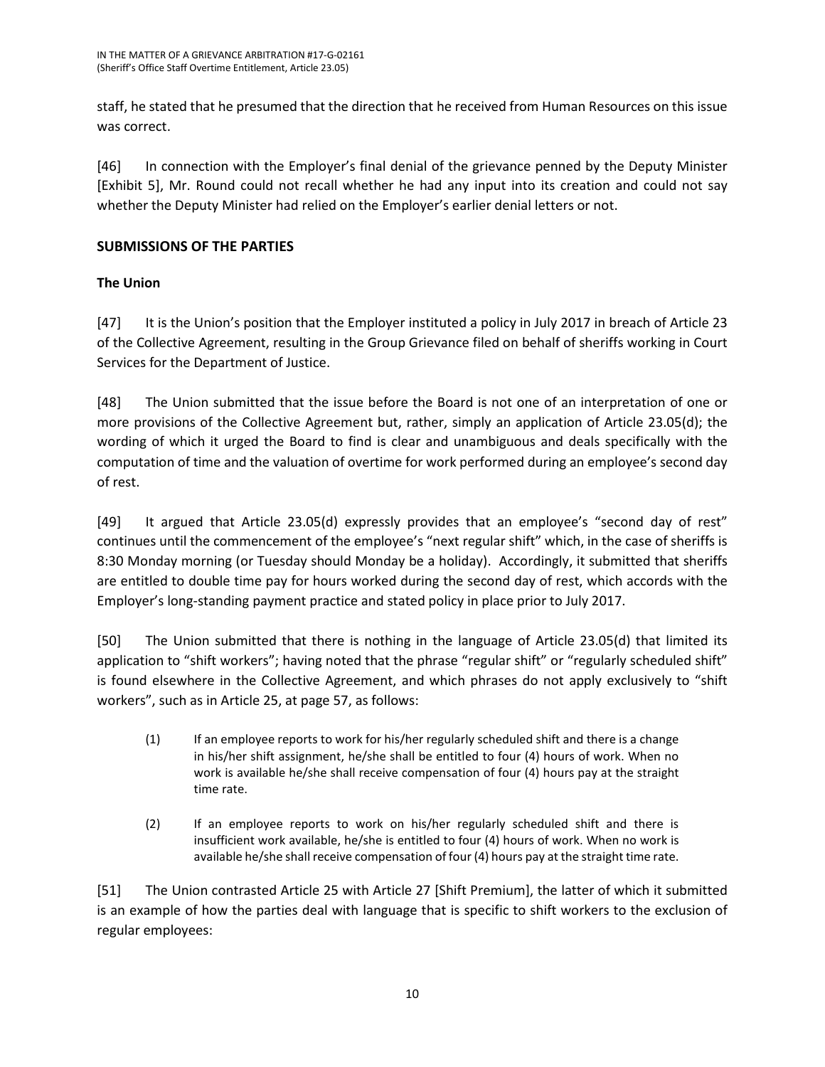staff, he stated that he presumed that the direction that he received from Human Resources on this issue was correct.

[46] In connection with the Employer's final denial of the grievance penned by the Deputy Minister [Exhibit 5], Mr. Round could not recall whether he had any input into its creation and could not say whether the Deputy Minister had relied on the Employer's earlier denial letters or not.

## SUBMISSIONS OF THE PARTIES

### The Union

[47] It is the Union's position that the Employer instituted a policy in July 2017 in breach of Article 23 of the Collective Agreement, resulting in the Group Grievance filed on behalf of sheriffs working in Court Services for the Department of Justice.

[48] The Union submitted that the issue before the Board is not one of an interpretation of one or more provisions of the Collective Agreement but, rather, simply an application of Article 23.05(d); the wording of which it urged the Board to find is clear and unambiguous and deals specifically with the computation of time and the valuation of overtime for work performed during an employee's second day of rest.

[49] It argued that Article 23.05(d) expressly provides that an employee's "second day of rest" continues until the commencement of the employee's "next regular shift" which, in the case of sheriffs is 8:30 Monday morning (or Tuesday should Monday be a holiday). Accordingly, it submitted that sheriffs are entitled to double time pay for hours worked during the second day of rest, which accords with the Employer's long-standing payment practice and stated policy in place prior to July 2017.

[50] The Union submitted that there is nothing in the language of Article 23.05(d) that limited its application to "shift workers"; having noted that the phrase "regular shift" or "regularly scheduled shift" is found elsewhere in the Collective Agreement, and which phrases do not apply exclusively to "shift workers", such as in Article 25, at page 57, as follows:

> (1) If an employee reports to work for his/her regularly scheduled shift and there is a change in his/her shift assignment, he/she shall be entitled to four (4) hours of work. When no work is available he/she shall receive compensation of four (4) hours pay at the straight time rate.
>
> (2) If an employee reports to work on his/her regularly scheduled shift and there is insufficient work available, he/she is entitled to four (4) hours of work. When no work is available he/she shall receive compensation of four (4) hours pay at the straight time rate.

[51] The Union contrasted Article 25 with Article 27 [Shift Premium], the latter of which it submitted is an example of how the parties deal with language that is specific to shift workers to the exclusion of regular employees: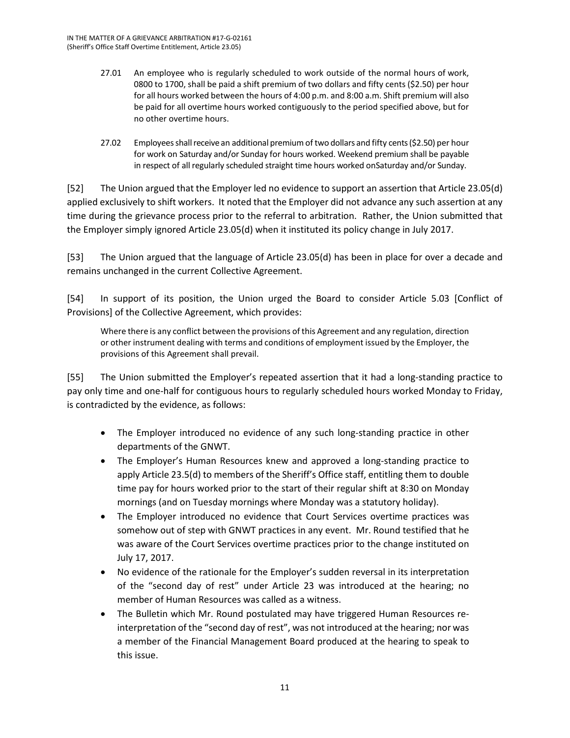27.01 An employee who is regularly scheduled to work outside of the normal hours of work, 0800 to 1700, shall be paid a shift premium of two dollars and fifty cents ($2.50) per hour for all hours worked between the hours of 4:00 p.m. and 8:00 a.m. Shift premium will also be paid for all overtime hours worked contiguously to the period specified above, but for no other overtime hours.

27.02 Employees shall receive an additional premium of two dollars and fifty cents ($2.50) per hour for work on Saturday and/or Sunday for hours worked. Weekend premium shall be payable in respect of all regularly scheduled straight time hours worked onSaturday and/or Sunday.

[52] The Union argued that the Employer led no evidence to support an assertion that Article 23.05(d) applied exclusively to shift workers. It noted that the Employer did not advance any such assertion at any time during the grievance process prior to the referral to arbitration. Rather, the Union submitted that the Employer simply ignored Article 23.05(d) when it instituted its policy change in July 2017.

[53] The Union argued that the language of Article 23.05(d) has been in place for over a decade and remains unchanged in the current Collective Agreement.

[54] In support of its position, the Union urged the Board to consider Article 5.03 [Conflict of Provisions] of the Collective Agreement, which provides:

> Where there is any conflict between the provisions of this Agreement and any regulation, direction or other instrument dealing with terms and conditions of employment issued by the Employer, the provisions of this Agreement shall prevail.

[55] The Union submitted the Employer's repeated assertion that it had a long-standing practice to pay only time and one-half for contiguous hours to regularly scheduled hours worked Monday to Friday, is contradicted by the evidence, as follows:

- The Employer introduced no evidence of any such long-standing practice in other departments of the GNWT.
- The Employer's Human Resources knew and approved a long-standing practice to apply Article 23.5(d) to members of the Sheriff's Office staff, entitling them to double time pay for hours worked prior to the start of their regular shift at 8:30 on Monday mornings (and on Tuesday mornings where Monday was a statutory holiday).
- The Employer introduced no evidence that Court Services overtime practices was somehow out of step with GNWT practices in any event. Mr. Round testified that he was aware of the Court Services overtime practices prior to the change instituted on July 17, 2017.
- No evidence of the rationale for the Employer's sudden reversal in its interpretation of the "second day of rest" under Article 23 was introduced at the hearing; no member of Human Resources was called as a witness.
- The Bulletin which Mr. Round postulated may have triggered Human Resources re-interpretation of the "second day of rest", was not introduced at the hearing; nor was a member of the Financial Management Board produced at the hearing to speak to this issue.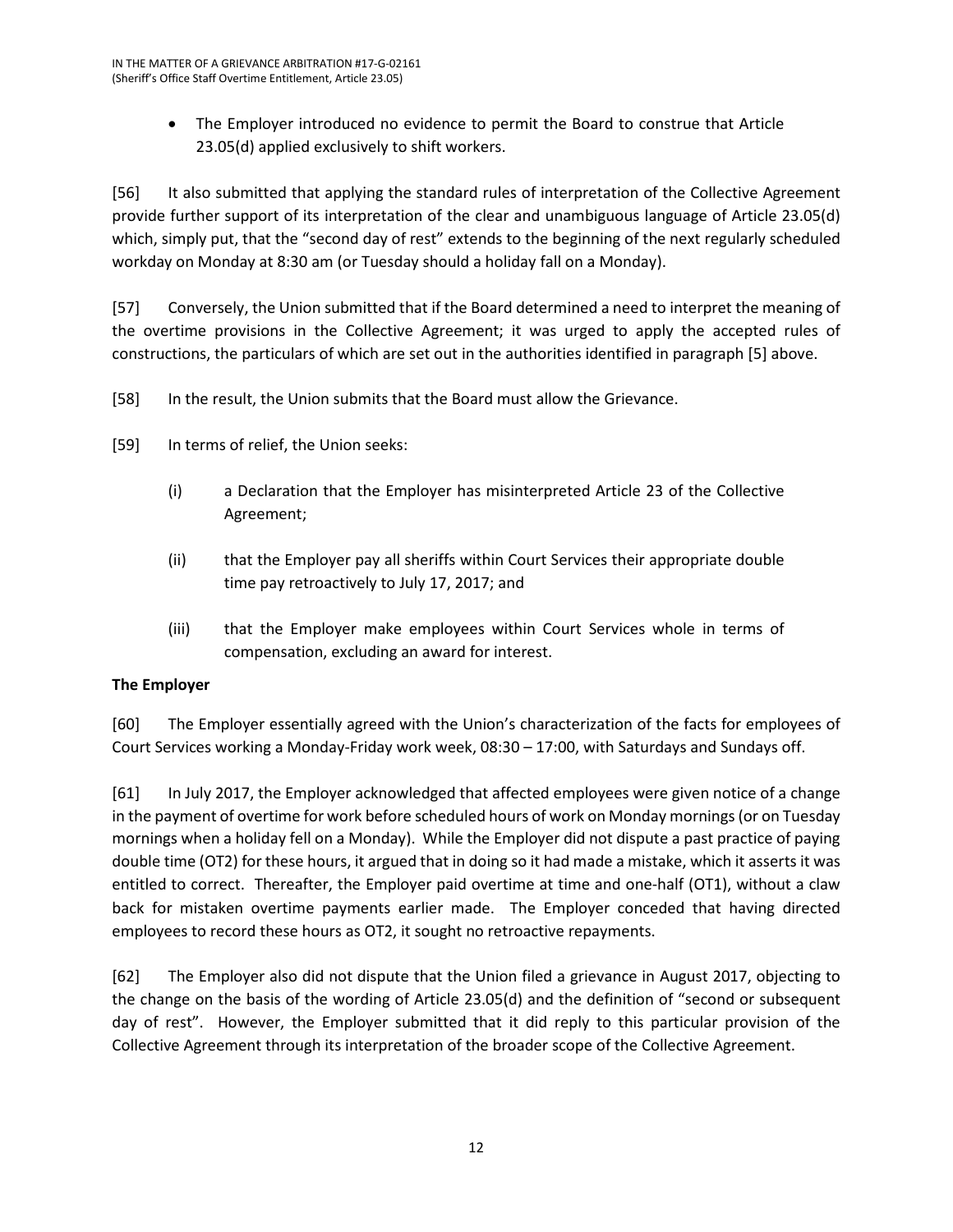- The Employer introduced no evidence to permit the Board to construe that Article 23.05(d) applied exclusively to shift workers.

[56] It also submitted that applying the standard rules of interpretation of the Collective Agreement provide further support of its interpretation of the clear and unambiguous language of Article 23.05(d) which, simply put, that the "second day of rest" extends to the beginning of the next regularly scheduled workday on Monday at 8:30 am (or Tuesday should a holiday fall on a Monday).

[57] Conversely, the Union submitted that if the Board determined a need to interpret the meaning of the overtime provisions in the Collective Agreement; it was urged to apply the accepted rules of constructions, the particulars of which are set out in the authorities identified in paragraph [5] above.

[58] In the result, the Union submits that the Board must allow the Grievance.

[59] In terms of relief, the Union seeks:

(i) a Declaration that the Employer has misinterpreted Article 23 of the Collective Agreement;

(ii) that the Employer pay all sheriffs within Court Services their appropriate double time pay retroactively to July 17, 2017; and

(iii) that the Employer make employees within Court Services whole in terms of compensation, excluding an award for interest.

**The Employer**

[60] The Employer essentially agreed with the Union's characterization of the facts for employees of Court Services working a Monday-Friday work week, 08:30 – 17:00, with Saturdays and Sundays off.

[61] In July 2017, the Employer acknowledged that affected employees were given notice of a change in the payment of overtime for work before scheduled hours of work on Monday mornings (or on Tuesday mornings when a holiday fell on a Monday). While the Employer did not dispute a past practice of paying double time (OT2) for these hours, it argued that in doing so it had made a mistake, which it asserts it was entitled to correct. Thereafter, the Employer paid overtime at time and one-half (OT1), without a claw back for mistaken overtime payments earlier made. The Employer conceded that having directed employees to record these hours as OT2, it sought no retroactive repayments.

[62] The Employer also did not dispute that the Union filed a grievance in August 2017, objecting to the change on the basis of the wording of Article 23.05(d) and the definition of "second or subsequent day of rest". However, the Employer submitted that it did reply to this particular provision of the Collective Agreement through its interpretation of the broader scope of the Collective Agreement.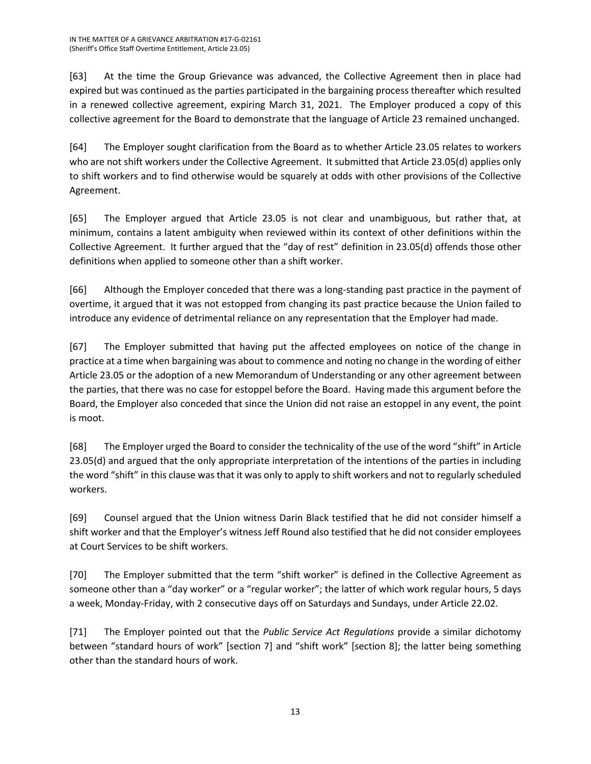[63] At the time the Group Grievance was advanced, the Collective Agreement then in place had expired but was continued as the parties participated in the bargaining process thereafter which resulted in a renewed collective agreement, expiring March 31, 2021. The Employer produced a copy of this collective agreement for the Board to demonstrate that the language of Article 23 remained unchanged.

[64] The Employer sought clarification from the Board as to whether Article 23.05 relates to workers who are not shift workers under the Collective Agreement. It submitted that Article 23.05(d) applies only to shift workers and to find otherwise would be squarely at odds with other provisions of the Collective Agreement.

[65] The Employer argued that Article 23.05 is not clear and unambiguous, but rather that, at minimum, contains a latent ambiguity when reviewed within its context of other definitions within the Collective Agreement. It further argued that the "day of rest" definition in 23.05(d) offends those other definitions when applied to someone other than a shift worker.

[66] Although the Employer conceded that there was a long-standing past practice in the payment of overtime, it argued that it was not estopped from changing its past practice because the Union failed to introduce any evidence of detrimental reliance on any representation that the Employer had made.

[67] The Employer submitted that having put the affected employees on notice of the change in practice at a time when bargaining was about to commence and noting no change in the wording of either Article 23.05 or the adoption of a new Memorandum of Understanding or any other agreement between the parties, that there was no case for estoppel before the Board. Having made this argument before the Board, the Employer also conceded that since the Union did not raise an estoppel in any event, the point is moot.

[68] The Employer urged the Board to consider the technicality of the use of the word "shift" in Article 23.05(d) and argued that the only appropriate interpretation of the intentions of the parties in including the word "shift" in this clause was that it was only to apply to shift workers and not to regularly scheduled workers.

[69] Counsel argued that the Union witness Darin Black testified that he did not consider himself a shift worker and that the Employer's witness Jeff Round also testified that he did not consider employees at Court Services to be shift workers.

[70] The Employer submitted that the term "shift worker" is defined in the Collective Agreement as someone other than a "day worker" or a "regular worker"; the latter of which work regular hours, 5 days a week, Monday-Friday, with 2 consecutive days off on Saturdays and Sundays, under Article 22.02.

[71] The Employer pointed out that the *Public Service Act Regulations* provide a similar dichotomy between "standard hours of work" [section 7] and "shift work" [section 8]; the latter being something other than the standard hours of work.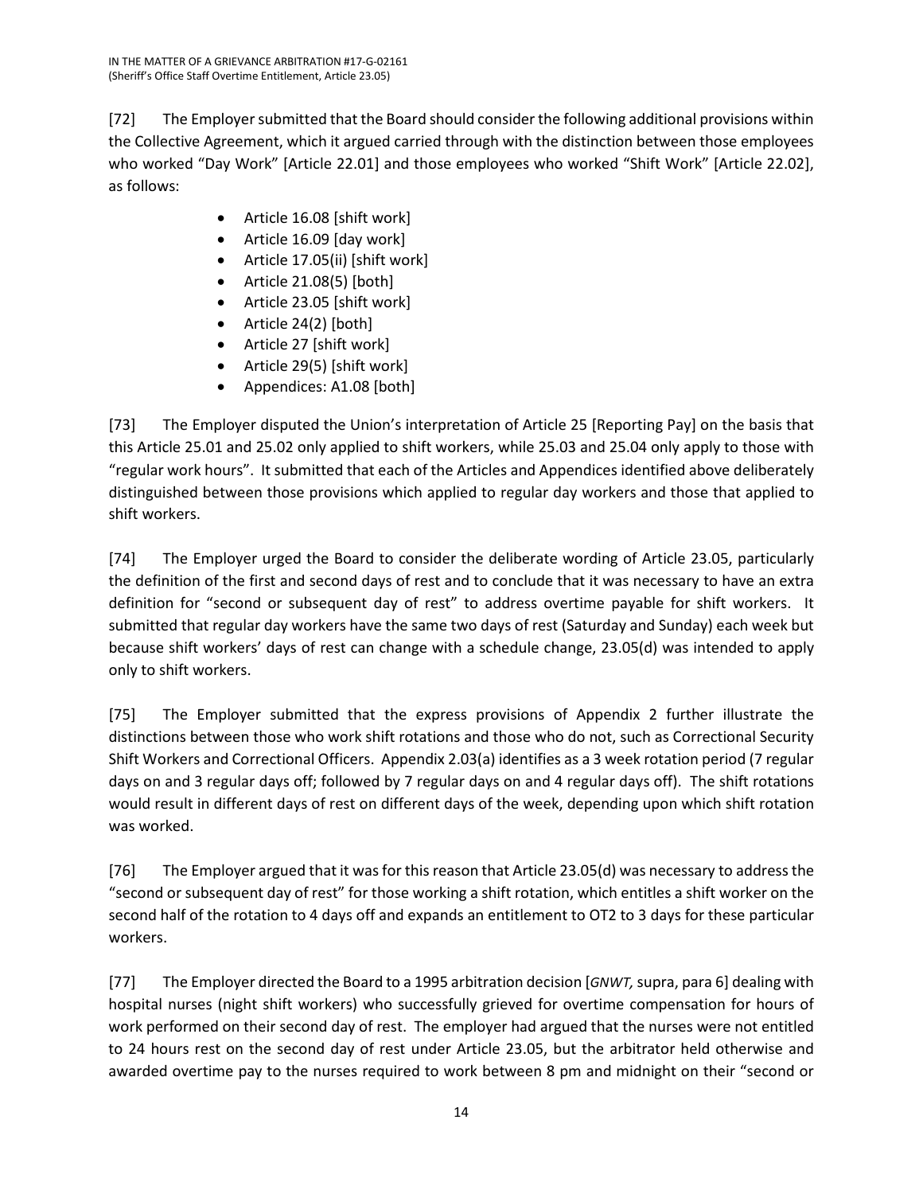[72] The Employer submitted that the Board should consider the following additional provisions within the Collective Agreement, which it argued carried through with the distinction between those employees who worked "Day Work" [Article 22.01] and those employees who worked "Shift Work" [Article 22.02], as follows:

- Article 16.08 [shift work]
- Article 16.09 [day work]
- Article 17.05(ii) [shift work]
- Article 21.08(5) [both]
- Article 23.05 [shift work]
- Article 24(2) [both]
- Article 27 [shift work]
- Article 29(5) [shift work]
- Appendices: A1.08 [both]

[73] The Employer disputed the Union's interpretation of Article 25 [Reporting Pay] on the basis that this Article 25.01 and 25.02 only applied to shift workers, while 25.03 and 25.04 only apply to those with "regular work hours". It submitted that each of the Articles and Appendices identified above deliberately distinguished between those provisions which applied to regular day workers and those that applied to shift workers.

[74] The Employer urged the Board to consider the deliberate wording of Article 23.05, particularly the definition of the first and second days of rest and to conclude that it was necessary to have an extra definition for "second or subsequent day of rest" to address overtime payable for shift workers. It submitted that regular day workers have the same two days of rest (Saturday and Sunday) each week but because shift workers' days of rest can change with a schedule change, 23.05(d) was intended to apply only to shift workers.

[75] The Employer submitted that the express provisions of Appendix 2 further illustrate the distinctions between those who work shift rotations and those who do not, such as Correctional Security Shift Workers and Correctional Officers. Appendix 2.03(a) identifies as a 3 week rotation period (7 regular days on and 3 regular days off; followed by 7 regular days on and 4 regular days off). The shift rotations would result in different days of rest on different days of the week, depending upon which shift rotation was worked.

[76] The Employer argued that it was for this reason that Article 23.05(d) was necessary to address the "second or subsequent day of rest" for those working a shift rotation, which entitles a shift worker on the second half of the rotation to 4 days off and expands an entitlement to OT2 to 3 days for these particular workers.

[77] The Employer directed the Board to a 1995 arbitration decision [*GNWT,* supra, para 6] dealing with hospital nurses (night shift workers) who successfully grieved for overtime compensation for hours of work performed on their second day of rest. The employer had argued that the nurses were not entitled to 24 hours rest on the second day of rest under Article 23.05, but the arbitrator held otherwise and awarded overtime pay to the nurses required to work between 8 pm and midnight on their "second or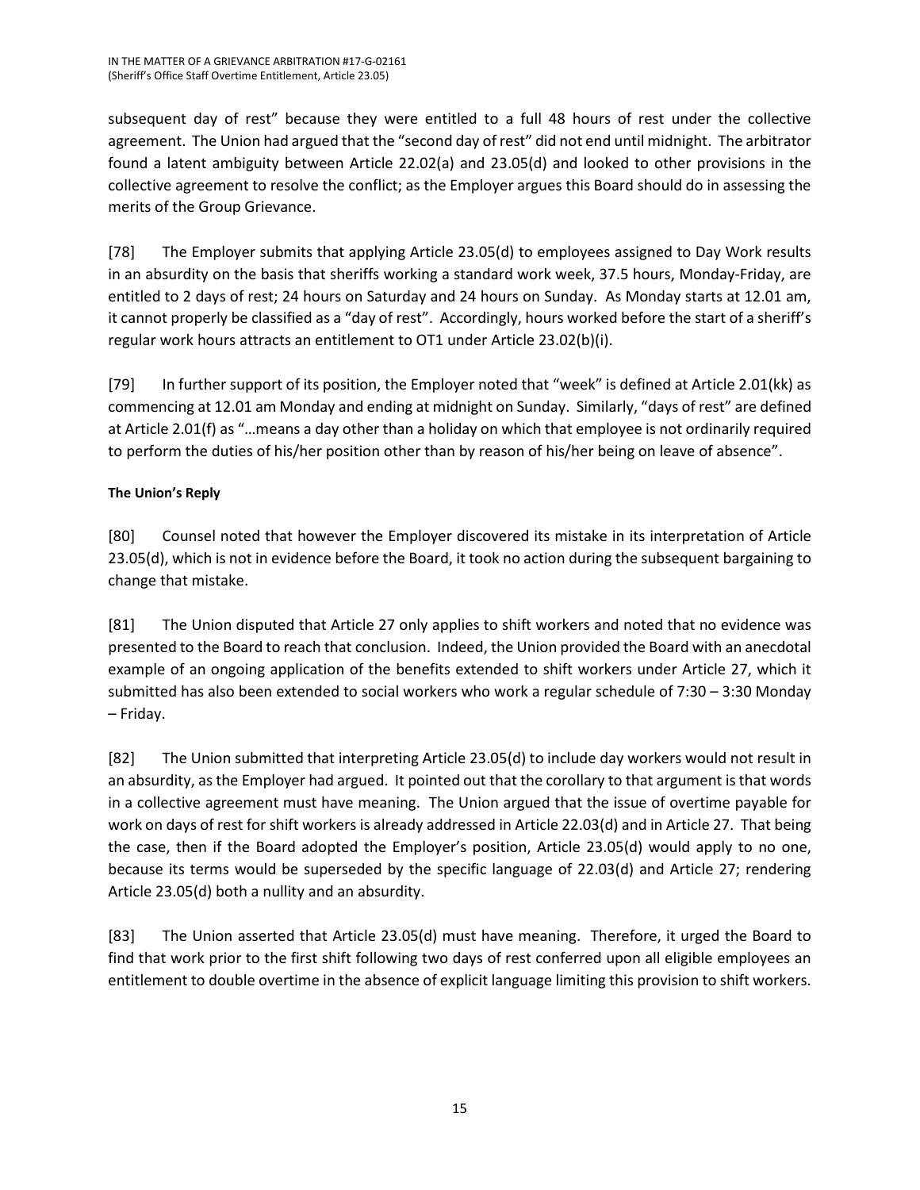subsequent day of rest" because they were entitled to a full 48 hours of rest under the collective agreement. The Union had argued that the "second day of rest" did not end until midnight. The arbitrator found a latent ambiguity between Article 22.02(a) and 23.05(d) and looked to other provisions in the collective agreement to resolve the conflict; as the Employer argues this Board should do in assessing the merits of the Group Grievance.

[78] The Employer submits that applying Article 23.05(d) to employees assigned to Day Work results in an absurdity on the basis that sheriffs working a standard work week, 37.5 hours, Monday-Friday, are entitled to 2 days of rest; 24 hours on Saturday and 24 hours on Sunday. As Monday starts at 12.01 am, it cannot properly be classified as a "day of rest". Accordingly, hours worked before the start of a sheriff's regular work hours attracts an entitlement to OT1 under Article 23.02(b)(i).

[79] In further support of its position, the Employer noted that "week" is defined at Article 2.01(kk) as commencing at 12.01 am Monday and ending at midnight on Sunday. Similarly, "days of rest" are defined at Article 2.01(f) as "…means a day other than a holiday on which that employee is not ordinarily required to perform the duties of his/her position other than by reason of his/her being on leave of absence".

**The Union's Reply**

[80] Counsel noted that however the Employer discovered its mistake in its interpretation of Article 23.05(d), which is not in evidence before the Board, it took no action during the subsequent bargaining to change that mistake.

[81] The Union disputed that Article 27 only applies to shift workers and noted that no evidence was presented to the Board to reach that conclusion. Indeed, the Union provided the Board with an anecdotal example of an ongoing application of the benefits extended to shift workers under Article 27, which it submitted has also been extended to social workers who work a regular schedule of 7:30 – 3:30 Monday – Friday.

[82] The Union submitted that interpreting Article 23.05(d) to include day workers would not result in an absurdity, as the Employer had argued. It pointed out that the corollary to that argument is that words in a collective agreement must have meaning. The Union argued that the issue of overtime payable for work on days of rest for shift workers is already addressed in Article 22.03(d) and in Article 27. That being the case, then if the Board adopted the Employer's position, Article 23.05(d) would apply to no one, because its terms would be superseded by the specific language of 22.03(d) and Article 27; rendering Article 23.05(d) both a nullity and an absurdity.

[83] The Union asserted that Article 23.05(d) must have meaning. Therefore, it urged the Board to find that work prior to the first shift following two days of rest conferred upon all eligible employees an entitlement to double overtime in the absence of explicit language limiting this provision to shift workers.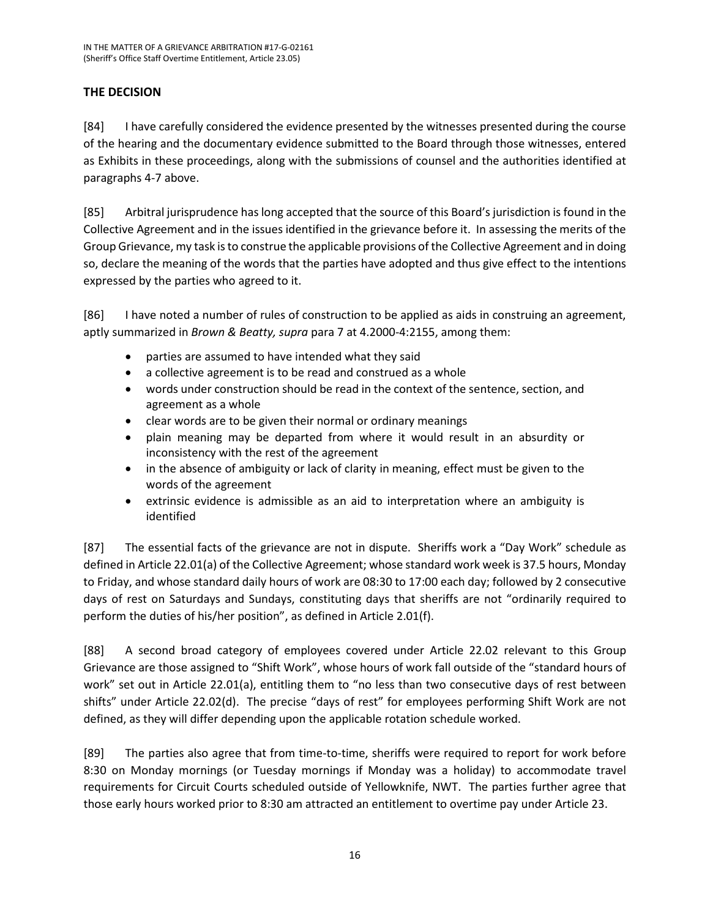## THE DECISION

[84] I have carefully considered the evidence presented by the witnesses presented during the course of the hearing and the documentary evidence submitted to the Board through those witnesses, entered as Exhibits in these proceedings, along with the submissions of counsel and the authorities identified at paragraphs 4-7 above.

[85] Arbitral jurisprudence has long accepted that the source of this Board's jurisdiction is found in the Collective Agreement and in the issues identified in the grievance before it. In assessing the merits of the Group Grievance, my task is to construe the applicable provisions of the Collective Agreement and in doing so, declare the meaning of the words that the parties have adopted and thus give effect to the intentions expressed by the parties who agreed to it.

[86] I have noted a number of rules of construction to be applied as aids in construing an agreement, aptly summarized in *Brown & Beatty, supra* para 7 at 4.2000-4:2155, among them:

- parties are assumed to have intended what they said
- a collective agreement is to be read and construed as a whole
- words under construction should be read in the context of the sentence, section, and agreement as a whole
- clear words are to be given their normal or ordinary meanings
- plain meaning may be departed from where it would result in an absurdity or inconsistency with the rest of the agreement
- in the absence of ambiguity or lack of clarity in meaning, effect must be given to the words of the agreement
- extrinsic evidence is admissible as an aid to interpretation where an ambiguity is identified

[87] The essential facts of the grievance are not in dispute. Sheriffs work a "Day Work" schedule as defined in Article 22.01(a) of the Collective Agreement; whose standard work week is 37.5 hours, Monday to Friday, and whose standard daily hours of work are 08:30 to 17:00 each day; followed by 2 consecutive days of rest on Saturdays and Sundays, constituting days that sheriffs are not "ordinarily required to perform the duties of his/her position", as defined in Article 2.01(f).

[88] A second broad category of employees covered under Article 22.02 relevant to this Group Grievance are those assigned to "Shift Work", whose hours of work fall outside of the "standard hours of work" set out in Article 22.01(a), entitling them to "no less than two consecutive days of rest between shifts" under Article 22.02(d). The precise "days of rest" for employees performing Shift Work are not defined, as they will differ depending upon the applicable rotation schedule worked.

[89] The parties also agree that from time-to-time, sheriffs were required to report for work before 8:30 on Monday mornings (or Tuesday mornings if Monday was a holiday) to accommodate travel requirements for Circuit Courts scheduled outside of Yellowknife, NWT. The parties further agree that those early hours worked prior to 8:30 am attracted an entitlement to overtime pay under Article 23.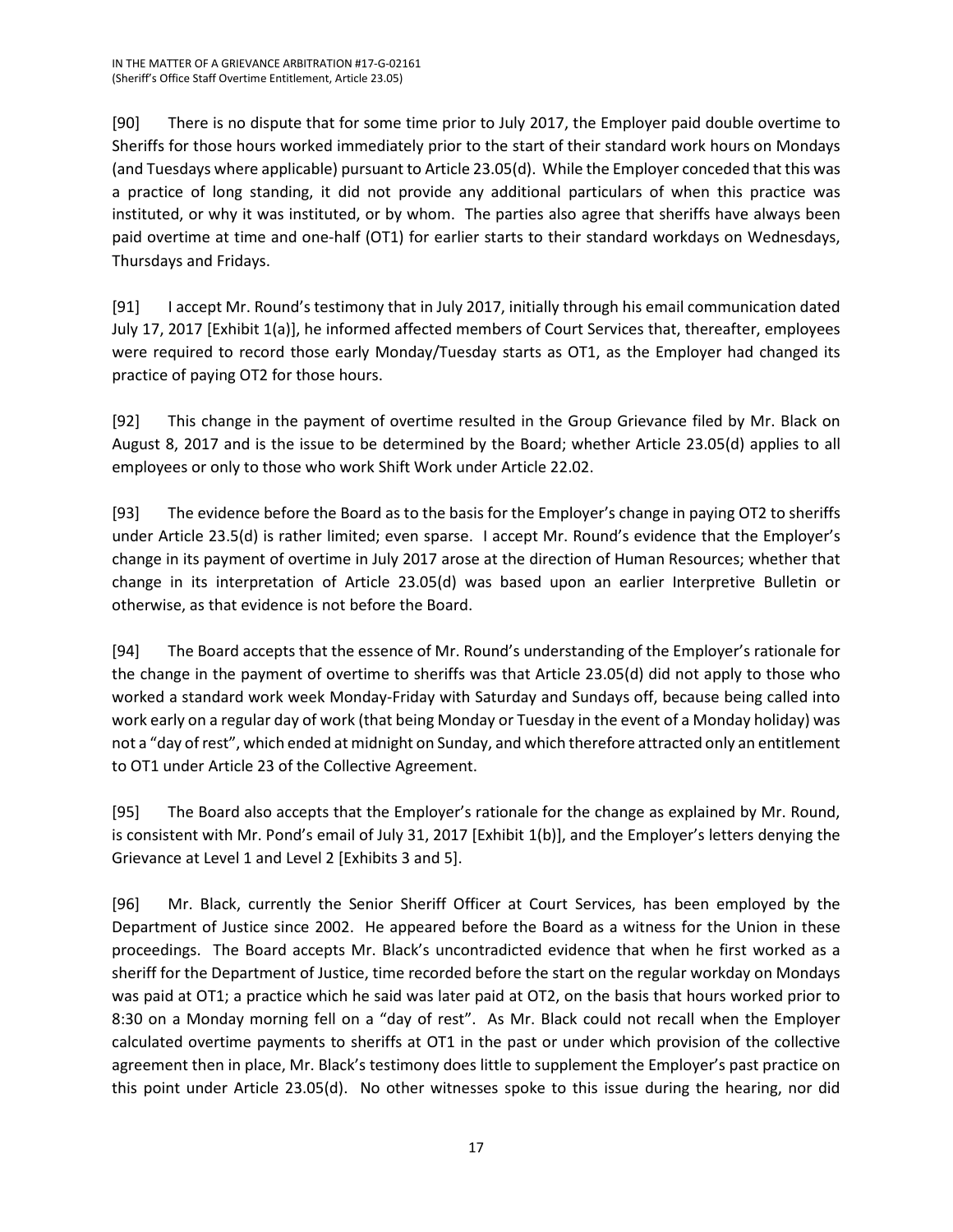[90] There is no dispute that for some time prior to July 2017, the Employer paid double overtime to Sheriffs for those hours worked immediately prior to the start of their standard work hours on Mondays (and Tuesdays where applicable) pursuant to Article 23.05(d). While the Employer conceded that this was a practice of long standing, it did not provide any additional particulars of when this practice was instituted, or why it was instituted, or by whom. The parties also agree that sheriffs have always been paid overtime at time and one-half (OT1) for earlier starts to their standard workdays on Wednesdays, Thursdays and Fridays.

[91] I accept Mr. Round's testimony that in July 2017, initially through his email communication dated July 17, 2017 [Exhibit 1(a)], he informed affected members of Court Services that, thereafter, employees were required to record those early Monday/Tuesday starts as OT1, as the Employer had changed its practice of paying OT2 for those hours.

[92] This change in the payment of overtime resulted in the Group Grievance filed by Mr. Black on August 8, 2017 and is the issue to be determined by the Board; whether Article 23.05(d) applies to all employees or only to those who work Shift Work under Article 22.02.

[93] The evidence before the Board as to the basis for the Employer's change in paying OT2 to sheriffs under Article 23.5(d) is rather limited; even sparse. I accept Mr. Round's evidence that the Employer's change in its payment of overtime in July 2017 arose at the direction of Human Resources; whether that change in its interpretation of Article 23.05(d) was based upon an earlier Interpretive Bulletin or otherwise, as that evidence is not before the Board.

[94] The Board accepts that the essence of Mr. Round's understanding of the Employer's rationale for the change in the payment of overtime to sheriffs was that Article 23.05(d) did not apply to those who worked a standard work week Monday-Friday with Saturday and Sundays off, because being called into work early on a regular day of work (that being Monday or Tuesday in the event of a Monday holiday) was not a "day of rest", which ended at midnight on Sunday, and which therefore attracted only an entitlement to OT1 under Article 23 of the Collective Agreement.

[95] The Board also accepts that the Employer's rationale for the change as explained by Mr. Round, is consistent with Mr. Pond's email of July 31, 2017 [Exhibit 1(b)], and the Employer's letters denying the Grievance at Level 1 and Level 2 [Exhibits 3 and 5].

[96] Mr. Black, currently the Senior Sheriff Officer at Court Services, has been employed by the Department of Justice since 2002. He appeared before the Board as a witness for the Union in these proceedings. The Board accepts Mr. Black's uncontradicted evidence that when he first worked as a sheriff for the Department of Justice, time recorded before the start on the regular workday on Mondays was paid at OT1; a practice which he said was later paid at OT2, on the basis that hours worked prior to 8:30 on a Monday morning fell on a "day of rest". As Mr. Black could not recall when the Employer calculated overtime payments to sheriffs at OT1 in the past or under which provision of the collective agreement then in place, Mr. Black's testimony does little to supplement the Employer's past practice on this point under Article 23.05(d). No other witnesses spoke to this issue during the hearing, nor did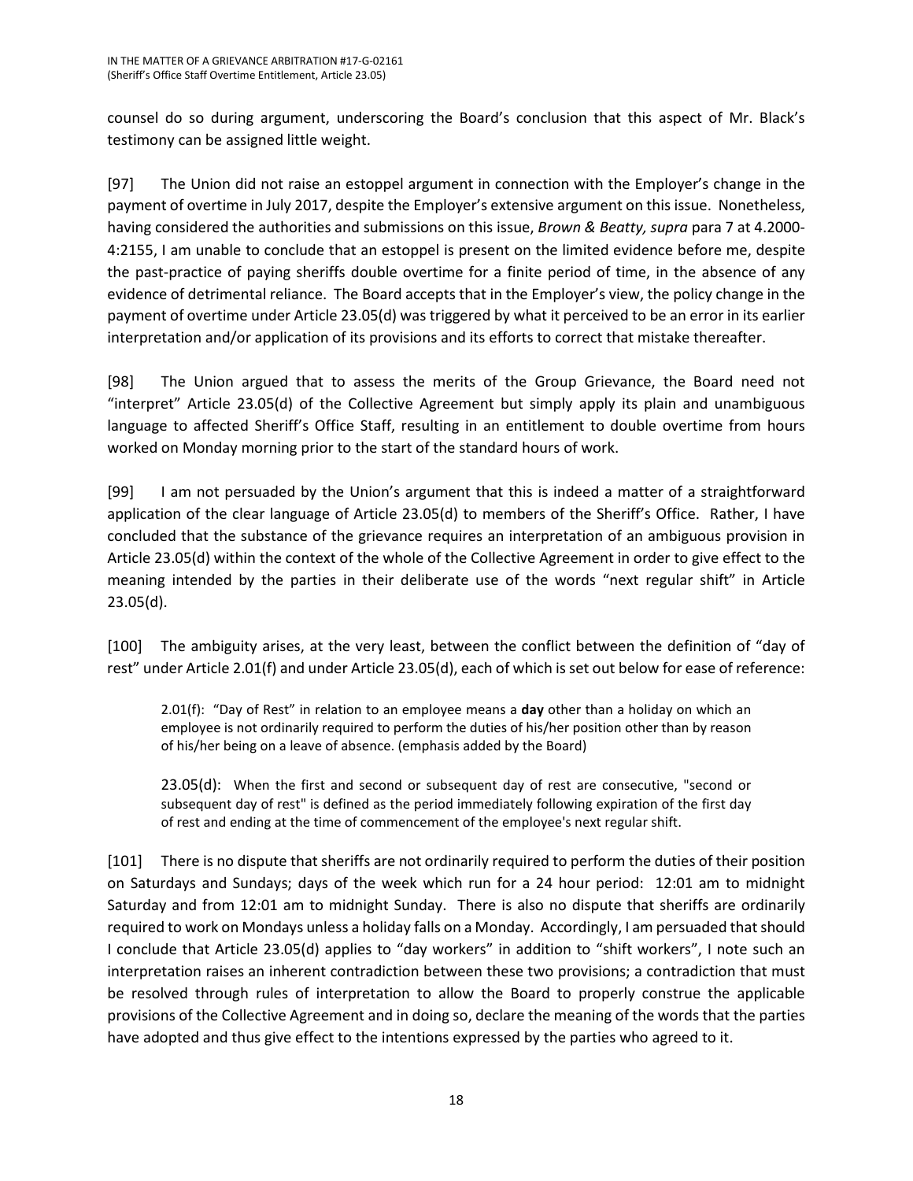counsel do so during argument, underscoring the Board's conclusion that this aspect of Mr. Black's testimony can be assigned little weight.

[97] The Union did not raise an estoppel argument in connection with the Employer's change in the payment of overtime in July 2017, despite the Employer's extensive argument on this issue. Nonetheless, having considered the authorities and submissions on this issue, *Brown & Beatty, supra* para 7 at 4.2000-4:2155, I am unable to conclude that an estoppel is present on the limited evidence before me, despite the past-practice of paying sheriffs double overtime for a finite period of time, in the absence of any evidence of detrimental reliance. The Board accepts that in the Employer's view, the policy change in the payment of overtime under Article 23.05(d) was triggered by what it perceived to be an error in its earlier interpretation and/or application of its provisions and its efforts to correct that mistake thereafter.

[98] The Union argued that to assess the merits of the Group Grievance, the Board need not "interpret" Article 23.05(d) of the Collective Agreement but simply apply its plain and unambiguous language to affected Sheriff's Office Staff, resulting in an entitlement to double overtime from hours worked on Monday morning prior to the start of the standard hours of work.

[99] I am not persuaded by the Union's argument that this is indeed a matter of a straightforward application of the clear language of Article 23.05(d) to members of the Sheriff's Office. Rather, I have concluded that the substance of the grievance requires an interpretation of an ambiguous provision in Article 23.05(d) within the context of the whole of the Collective Agreement in order to give effect to the meaning intended by the parties in their deliberate use of the words "next regular shift" in Article 23.05(d).

[100] The ambiguity arises, at the very least, between the conflict between the definition of "day of rest" under Article 2.01(f) and under Article 23.05(d), each of which is set out below for ease of reference:

> 2.01(f): "Day of Rest" in relation to an employee means a **day** other than a holiday on which an employee is not ordinarily required to perform the duties of his/her position other than by reason of his/her being on a leave of absence. (emphasis added by the Board)
>
> 23.05(d): When the first and second or subsequent day of rest are consecutive, "second or subsequent day of rest" is defined as the period immediately following expiration of the first day of rest and ending at the time of commencement of the employee's next regular shift.

[101] There is no dispute that sheriffs are not ordinarily required to perform the duties of their position on Saturdays and Sundays; days of the week which run for a 24 hour period: 12:01 am to midnight Saturday and from 12:01 am to midnight Sunday. There is also no dispute that sheriffs are ordinarily required to work on Mondays unless a holiday falls on a Monday. Accordingly, I am persuaded that should I conclude that Article 23.05(d) applies to "day workers" in addition to "shift workers", I note such an interpretation raises an inherent contradiction between these two provisions; a contradiction that must be resolved through rules of interpretation to allow the Board to properly construe the applicable provisions of the Collective Agreement and in doing so, declare the meaning of the words that the parties have adopted and thus give effect to the intentions expressed by the parties who agreed to it.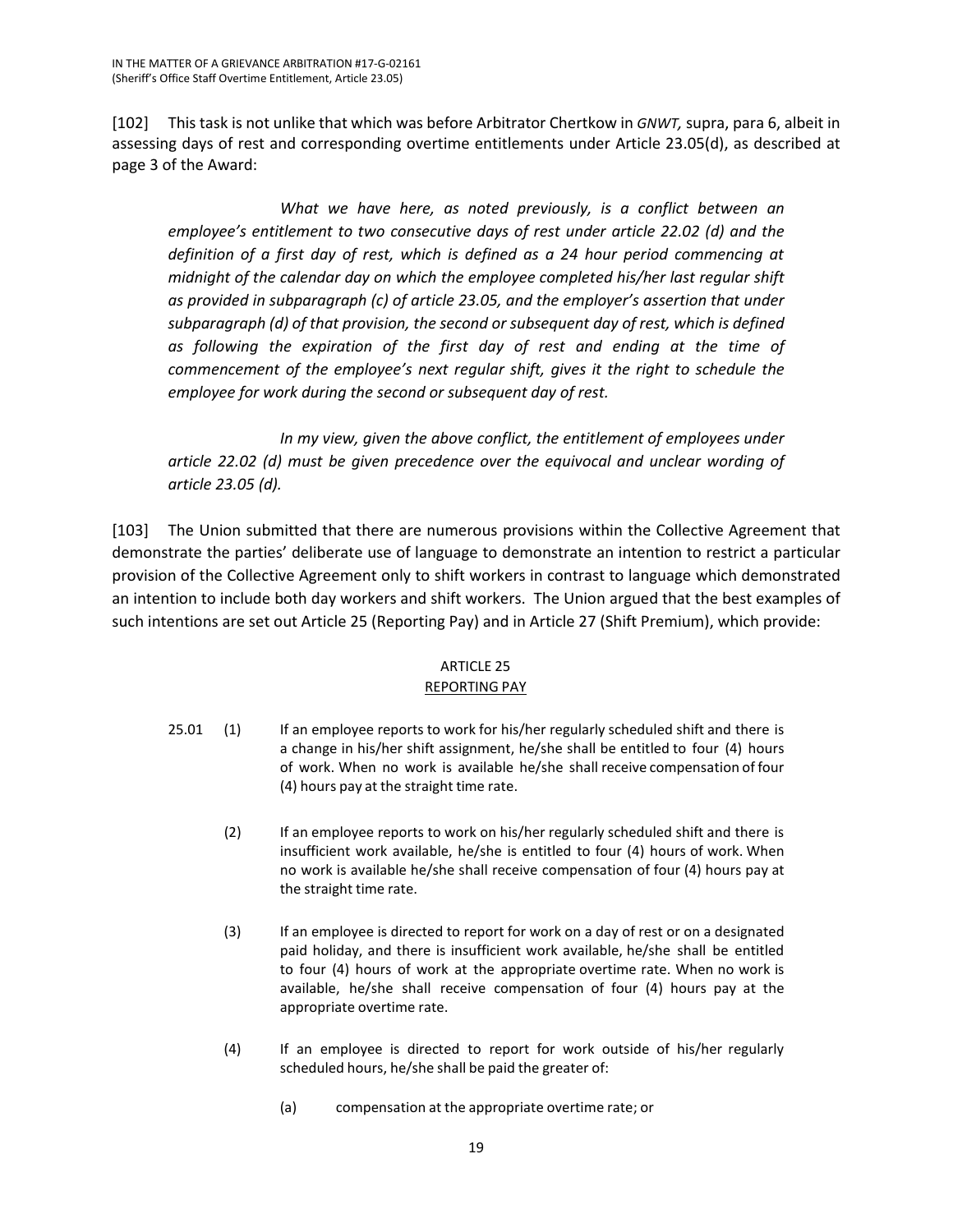[102] This task is not unlike that which was before Arbitrator Chertkow in *GNWT,* supra, para 6, albeit in assessing days of rest and corresponding overtime entitlements under Article 23.05(d), as described at page 3 of the Award:

> *What we have here, as noted previously, is a conflict between an employee's entitlement to two consecutive days of rest under article 22.02 (d) and the definition of a first day of rest, which is defined as a 24 hour period commencing at midnight of the calendar day on which the employee completed his/her last regular shift as provided in subparagraph (c) of article 23.05, and the employer's assertion that under subparagraph (d) of that provision, the second or subsequent day of rest, which is defined as following the expiration of the first day of rest and ending at the time of commencement of the employee's next regular shift, gives it the right to schedule the employee for work during the second or subsequent day of rest.*
>
> *In my view, given the above conflict, the entitlement of employees under article 22.02 (d) must be given precedence over the equivocal and unclear wording of article 23.05 (d).*

[103] The Union submitted that there are numerous provisions within the Collective Agreement that demonstrate the parties' deliberate use of language to demonstrate an intention to restrict a particular provision of the Collective Agreement only to shift workers in contrast to language which demonstrated an intention to include both day workers and shift workers. The Union argued that the best examples of such intentions are set out Article 25 (Reporting Pay) and in Article 27 (Shift Premium), which provide:

ARTICLE 25
REPORTING PAY

25.01 (1) If an employee reports to work for his/her regularly scheduled shift and there is a change in his/her shift assignment, he/she shall be entitled to four (4) hours of work. When no work is available he/she shall receive compensation of four (4) hours pay at the straight time rate.

(2) If an employee reports to work on his/her regularly scheduled shift and there is insufficient work available, he/she is entitled to four (4) hours of work. When no work is available he/she shall receive compensation of four (4) hours pay at the straight time rate.

(3) If an employee is directed to report for work on a day of rest or on a designated paid holiday, and there is insufficient work available, he/she shall be entitled to four (4) hours of work at the appropriate overtime rate. When no work is available, he/she shall receive compensation of four (4) hours pay at the appropriate overtime rate.

(4) If an employee is directed to report for work outside of his/her regularly scheduled hours, he/she shall be paid the greater of:

(a) compensation at the appropriate overtime rate; or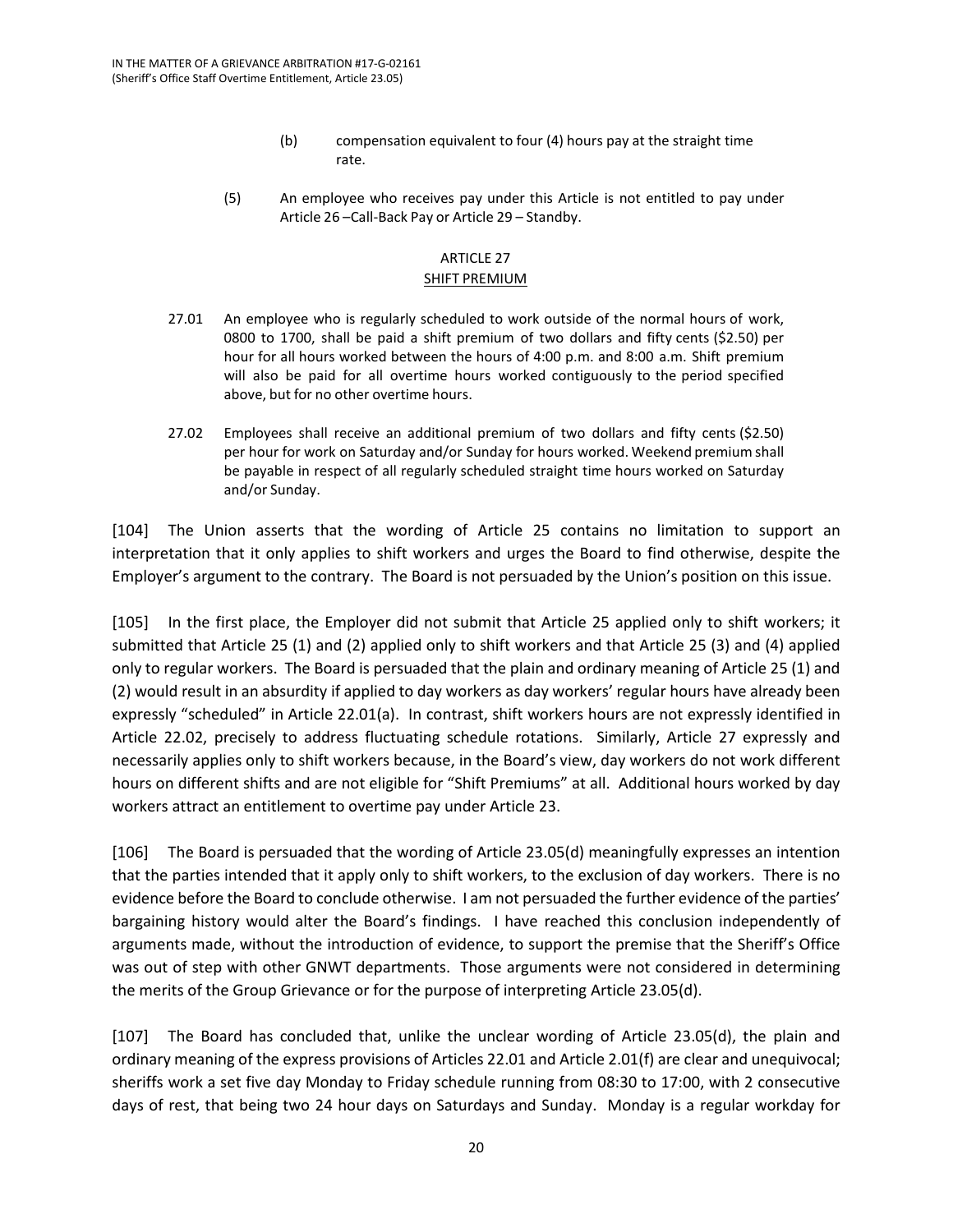(b) compensation equivalent to four (4) hours pay at the straight time rate.

(5) An employee who receives pay under this Article is not entitled to pay under Article 26 –Call-Back Pay or Article 29 – Standby.

ARTICLE 27
SHIFT PREMIUM

27.01 An employee who is regularly scheduled to work outside of the normal hours of work, 0800 to 1700, shall be paid a shift premium of two dollars and fifty cents ($2.50) per hour for all hours worked between the hours of 4:00 p.m. and 8:00 a.m. Shift premium will also be paid for all overtime hours worked contiguously to the period specified above, but for no other overtime hours.

27.02 Employees shall receive an additional premium of two dollars and fifty cents ($2.50) per hour for work on Saturday and/or Sunday for hours worked. Weekend premium shall be payable in respect of all regularly scheduled straight time hours worked on Saturday and/or Sunday.

[104] The Union asserts that the wording of Article 25 contains no limitation to support an interpretation that it only applies to shift workers and urges the Board to find otherwise, despite the Employer's argument to the contrary. The Board is not persuaded by the Union's position on this issue.

[105] In the first place, the Employer did not submit that Article 25 applied only to shift workers; it submitted that Article 25 (1) and (2) applied only to shift workers and that Article 25 (3) and (4) applied only to regular workers. The Board is persuaded that the plain and ordinary meaning of Article 25 (1) and (2) would result in an absurdity if applied to day workers as day workers' regular hours have already been expressly "scheduled" in Article 22.01(a). In contrast, shift workers hours are not expressly identified in Article 22.02, precisely to address fluctuating schedule rotations. Similarly, Article 27 expressly and necessarily applies only to shift workers because, in the Board's view, day workers do not work different hours on different shifts and are not eligible for "Shift Premiums" at all. Additional hours worked by day workers attract an entitlement to overtime pay under Article 23.

[106] The Board is persuaded that the wording of Article 23.05(d) meaningfully expresses an intention that the parties intended that it apply only to shift workers, to the exclusion of day workers. There is no evidence before the Board to conclude otherwise. I am not persuaded the further evidence of the parties' bargaining history would alter the Board's findings. I have reached this conclusion independently of arguments made, without the introduction of evidence, to support the premise that the Sheriff's Office was out of step with other GNWT departments. Those arguments were not considered in determining the merits of the Group Grievance or for the purpose of interpreting Article 23.05(d).

[107] The Board has concluded that, unlike the unclear wording of Article 23.05(d), the plain and ordinary meaning of the express provisions of Articles 22.01 and Article 2.01(f) are clear and unequivocal; sheriffs work a set five day Monday to Friday schedule running from 08:30 to 17:00, with 2 consecutive days of rest, that being two 24 hour days on Saturdays and Sunday. Monday is a regular workday for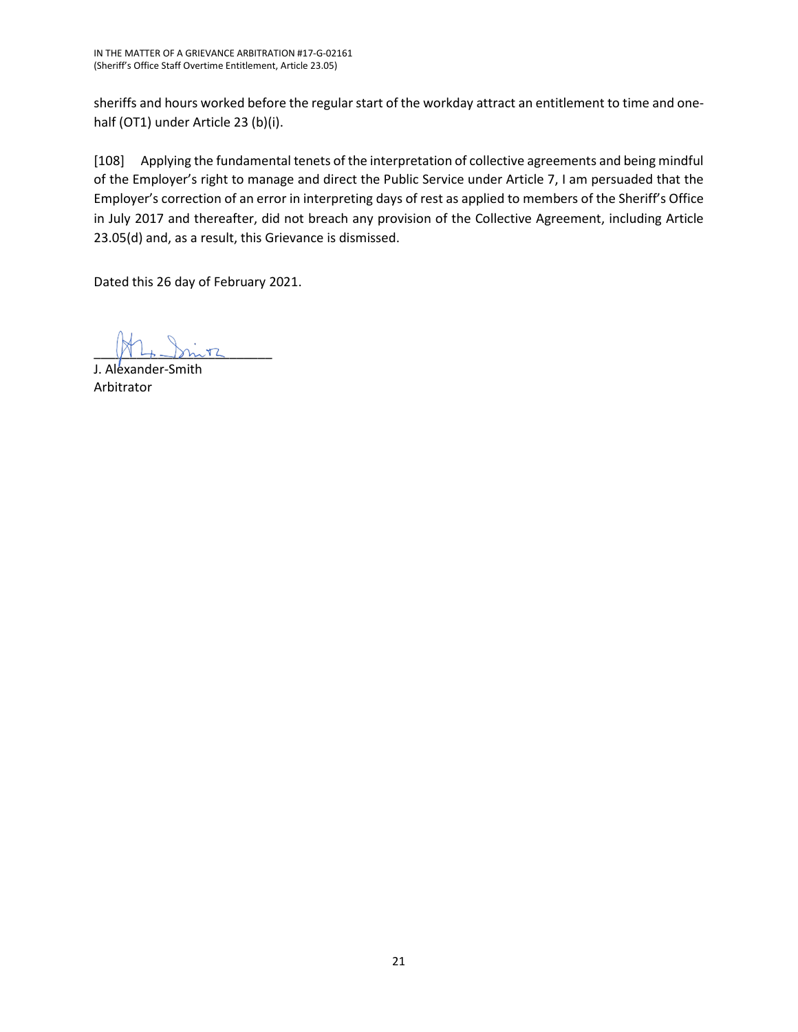sheriffs and hours worked before the regular start of the workday attract an entitlement to time and one-half (OT1) under Article 23 (b)(i).

[108] Applying the fundamental tenets of the interpretation of collective agreements and being mindful of the Employer's right to manage and direct the Public Service under Article 7, I am persuaded that the Employer's correction of an error in interpreting days of rest as applied to members of the Sheriff's Office in July 2017 and thereafter, did not breach any provision of the Collective Agreement, including Article 23.05(d) and, as a result, this Grievance is dismissed.

Dated this 26 day of February 2021.

J. Alexander-Smith
Arbitrator